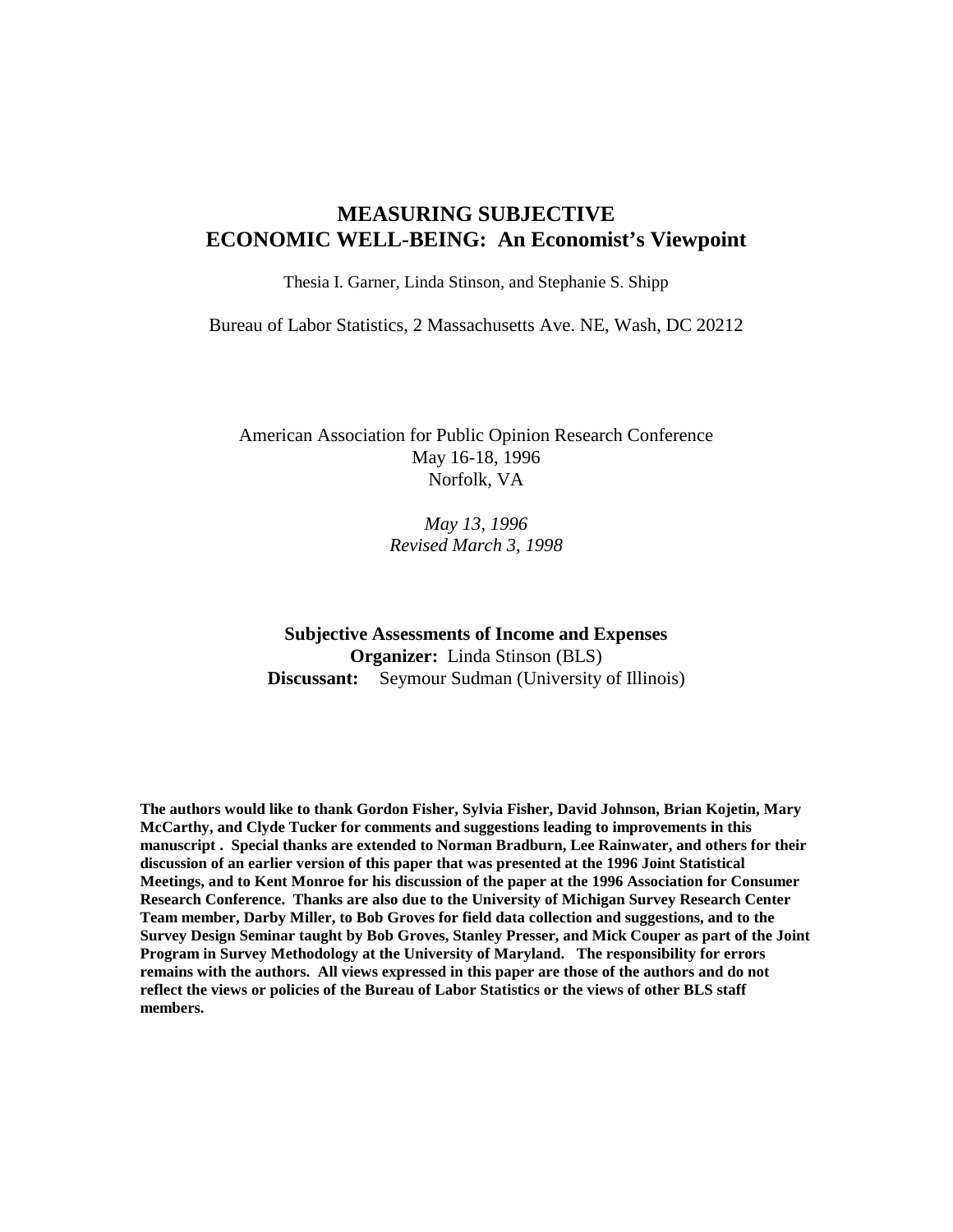# MEASURING SUBJECTIVE ECONOMIC WELL-BEING: An Economist's Viewpoint

Thesia I. Garner, Linda Stinson, and Stephanie S. Shipp

Bureau of Labor Statistics, 2 Massachusetts Ave. NE, Wash, DC 20212

American Association for Public Opinion Research Conference
May 16-18, 1996
Norfolk, VA

*May 13, 1996*
*Revised March 3, 1998*

**Subjective Assessments of Income and Expenses**
**Organizer:** Linda Stinson (BLS)
**Discussant:** Seymour Sudman (University of Illinois)

**The authors would like to thank Gordon Fisher, Sylvia Fisher, David Johnson, Brian Kojetin, Mary McCarthy, and Clyde Tucker for comments and suggestions leading to improvements in this manuscript . Special thanks are extended to Norman Bradburn, Lee Rainwater, and others for their discussion of an earlier version of this paper that was presented at the 1996 Joint Statistical Meetings, and to Kent Monroe for his discussion of the paper at the 1996 Association for Consumer Research Conference. Thanks are also due to the University of Michigan Survey Research Center Team member, Darby Miller, to Bob Groves for field data collection and suggestions, and to the Survey Design Seminar taught by Bob Groves, Stanley Presser, and Mick Couper as part of the Joint Program in Survey Methodology at the University of Maryland. The responsibility for errors remains with the authors. All views expressed in this paper are those of the authors and do not reflect the views or policies of the Bureau of Labor Statistics or the views of other BLS staff members.**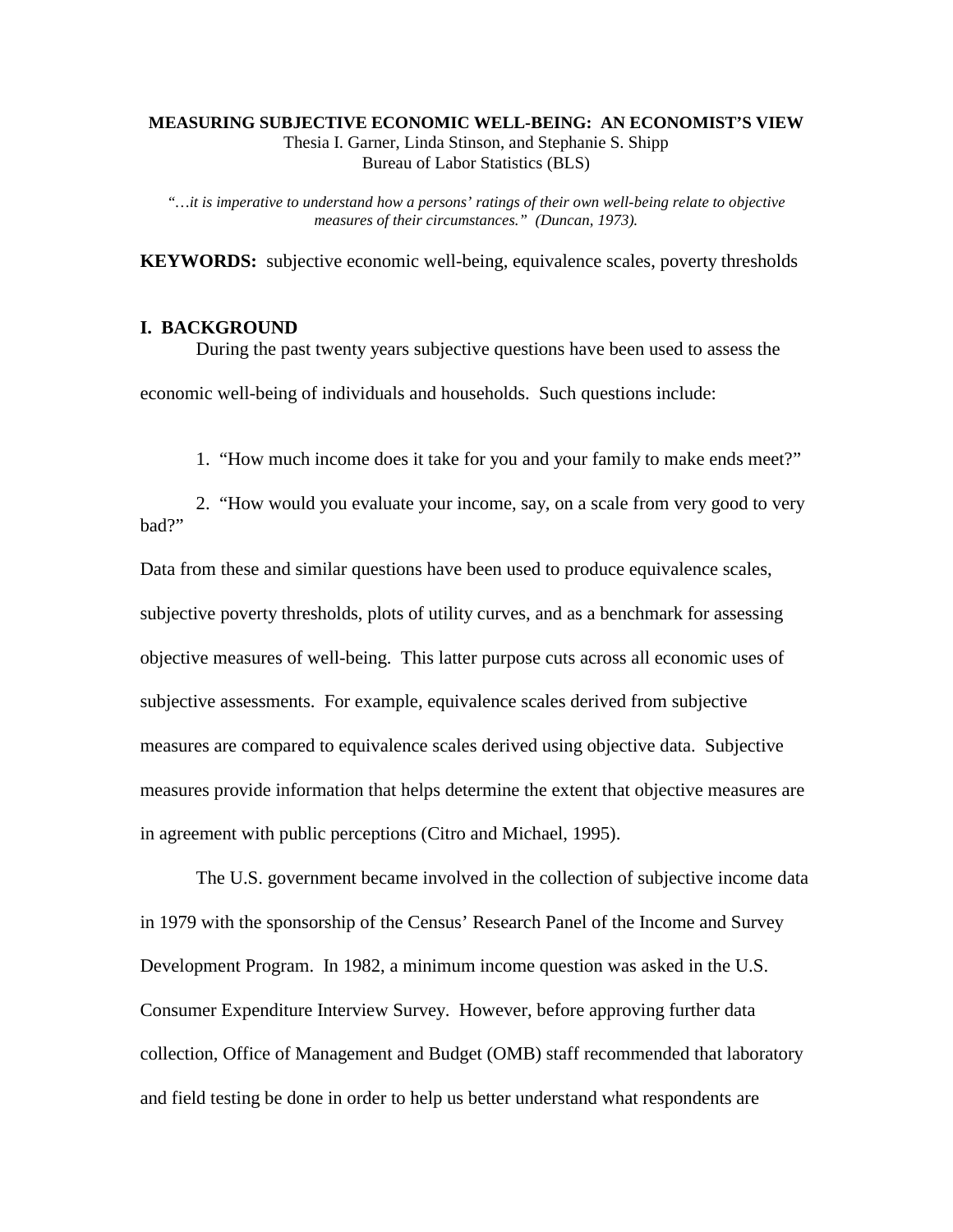**MEASURING SUBJECTIVE ECONOMIC WELL-BEING: AN ECONOMIST'S VIEW**
Thesia I. Garner, Linda Stinson, and Stephanie S. Shipp
Bureau of Labor Statistics (BLS)

*"…it is imperative to understand how a persons' ratings of their own well-being relate to objective measures of their circumstances." (Duncan, 1973).*

**KEYWORDS:** subjective economic well-being, equivalence scales, poverty thresholds

## I. BACKGROUND

During the past twenty years subjective questions have been used to assess the economic well-being of individuals and households. Such questions include:

1. "How much income does it take for you and your family to make ends meet?"
2. "How would you evaluate your income, say, on a scale from very good to very bad?"

Data from these and similar questions have been used to produce equivalence scales, subjective poverty thresholds, plots of utility curves, and as a benchmark for assessing objective measures of well-being. This latter purpose cuts across all economic uses of subjective assessments. For example, equivalence scales derived from subjective measures are compared to equivalence scales derived using objective data. Subjective measures provide information that helps determine the extent that objective measures are in agreement with public perceptions (Citro and Michael, 1995).

The U.S. government became involved in the collection of subjective income data in 1979 with the sponsorship of the Census' Research Panel of the Income and Survey Development Program. In 1982, a minimum income question was asked in the U.S. Consumer Expenditure Interview Survey. However, before approving further data collection, Office of Management and Budget (OMB) staff recommended that laboratory and field testing be done in order to help us better understand what respondents are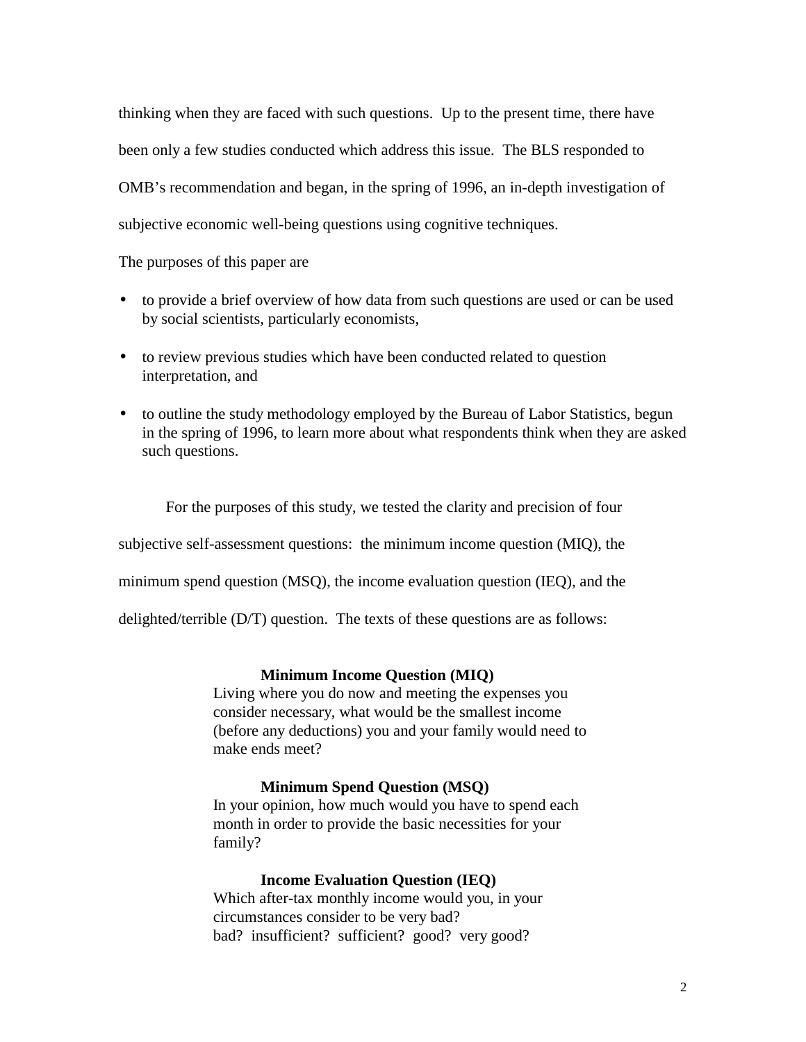thinking when they are faced with such questions. Up to the present time, there have been only a few studies conducted which address this issue. The BLS responded to OMB's recommendation and began, in the spring of 1996, an in-depth investigation of subjective economic well-being questions using cognitive techniques.

The purposes of this paper are

- to provide a brief overview of how data from such questions are used or can be used by social scientists, particularly economists,
- to review previous studies which have been conducted related to question interpretation, and
- to outline the study methodology employed by the Bureau of Labor Statistics, begun in the spring of 1996, to learn more about what respondents think when they are asked such questions.

For the purposes of this study, we tested the clarity and precision of four subjective self-assessment questions: the minimum income question (MIQ), the minimum spend question (MSQ), the income evaluation question (IEQ), and the delighted/terrible (D/T) question. The texts of these questions are as follows:

**Minimum Income Question (MIQ)**

Living where you do now and meeting the expenses you consider necessary, what would be the smallest income (before any deductions) you and your family would need to make ends meet?

**Minimum Spend Question (MSQ)**

In your opinion, how much would you have to spend each month in order to provide the basic necessities for your family?

**Income Evaluation Question (IEQ)**

Which after-tax monthly income would you, in your circumstances consider to be very bad?
bad? insufficient? sufficient? good? very good?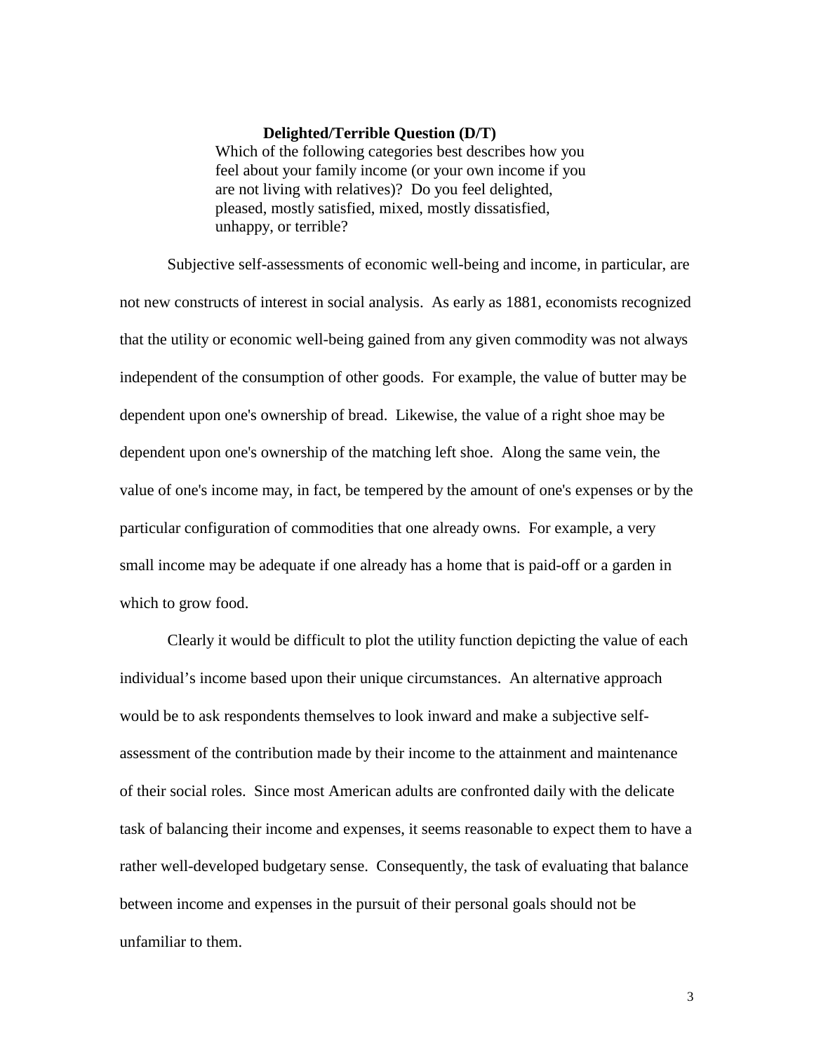**Delighted/Terrible Question (D/T)**

> Which of the following categories best describes how you feel about your family income (or your own income if you are not living with relatives)? Do you feel delighted, pleased, mostly satisfied, mixed, mostly dissatisfied, unhappy, or terrible?

Subjective self-assessments of economic well-being and income, in particular, are not new constructs of interest in social analysis. As early as 1881, economists recognized that the utility or economic well-being gained from any given commodity was not always independent of the consumption of other goods. For example, the value of butter may be dependent upon one's ownership of bread. Likewise, the value of a right shoe may be dependent upon one's ownership of the matching left shoe. Along the same vein, the value of one's income may, in fact, be tempered by the amount of one's expenses or by the particular configuration of commodities that one already owns. For example, a very small income may be adequate if one already has a home that is paid-off or a garden in which to grow food.

Clearly it would be difficult to plot the utility function depicting the value of each individual's income based upon their unique circumstances. An alternative approach would be to ask respondents themselves to look inward and make a subjective self-assessment of the contribution made by their income to the attainment and maintenance of their social roles. Since most American adults are confronted daily with the delicate task of balancing their income and expenses, it seems reasonable to expect them to have a rather well-developed budgetary sense. Consequently, the task of evaluating that balance between income and expenses in the pursuit of their personal goals should not be unfamiliar to them.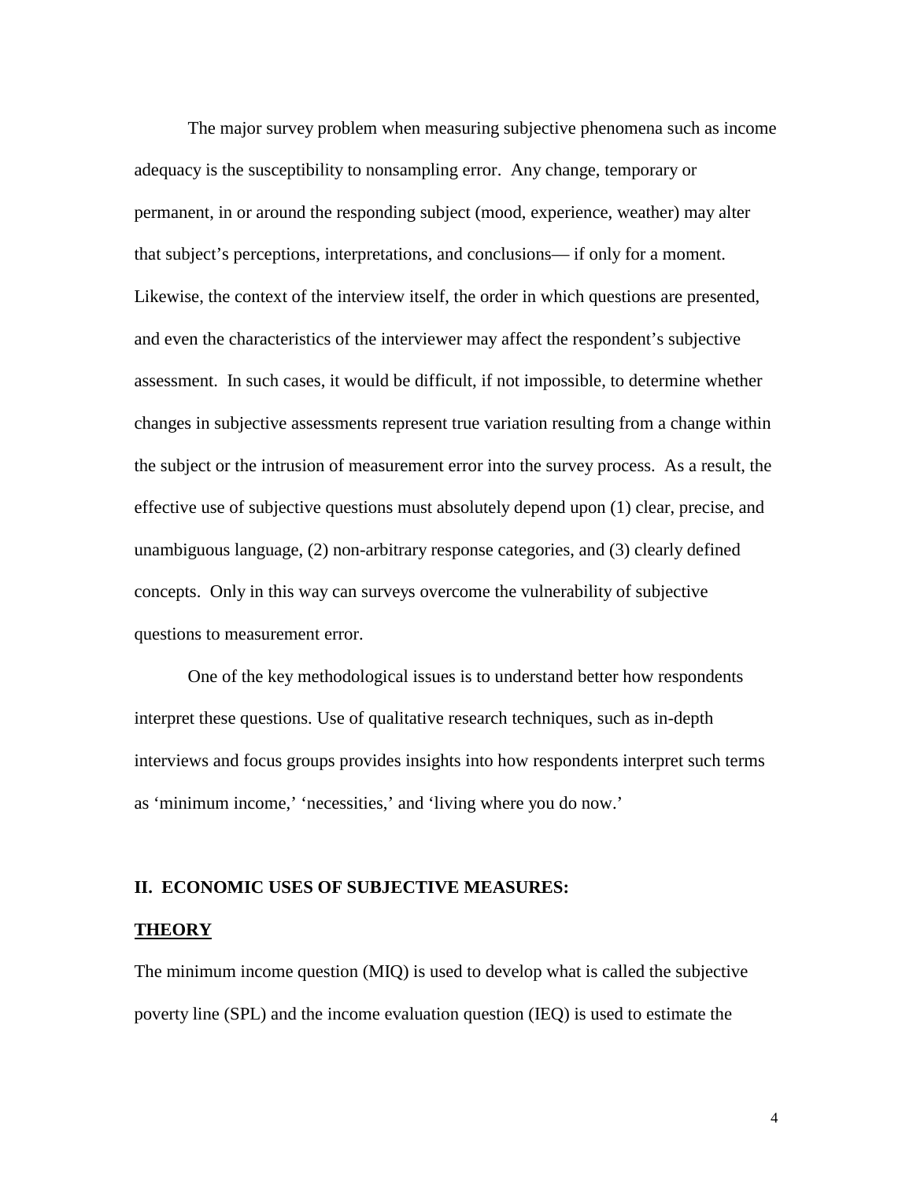The major survey problem when measuring subjective phenomena such as income adequacy is the susceptibility to nonsampling error. Any change, temporary or permanent, in or around the responding subject (mood, experience, weather) may alter that subject's perceptions, interpretations, and conclusions— if only for a moment. Likewise, the context of the interview itself, the order in which questions are presented, and even the characteristics of the interviewer may affect the respondent's subjective assessment. In such cases, it would be difficult, if not impossible, to determine whether changes in subjective assessments represent true variation resulting from a change within the subject or the intrusion of measurement error into the survey process. As a result, the effective use of subjective questions must absolutely depend upon (1) clear, precise, and unambiguous language, (2) non-arbitrary response categories, and (3) clearly defined concepts. Only in this way can surveys overcome the vulnerability of subjective questions to measurement error.

One of the key methodological issues is to understand better how respondents interpret these questions. Use of qualitative research techniques, such as in-depth interviews and focus groups provides insights into how respondents interpret such terms as 'minimum income,' 'necessities,' and 'living where you do now.'

## II. ECONOMIC USES OF SUBJECTIVE MEASURES:

### THEORY

The minimum income question (MIQ) is used to develop what is called the subjective poverty line (SPL) and the income evaluation question (IEQ) is used to estimate the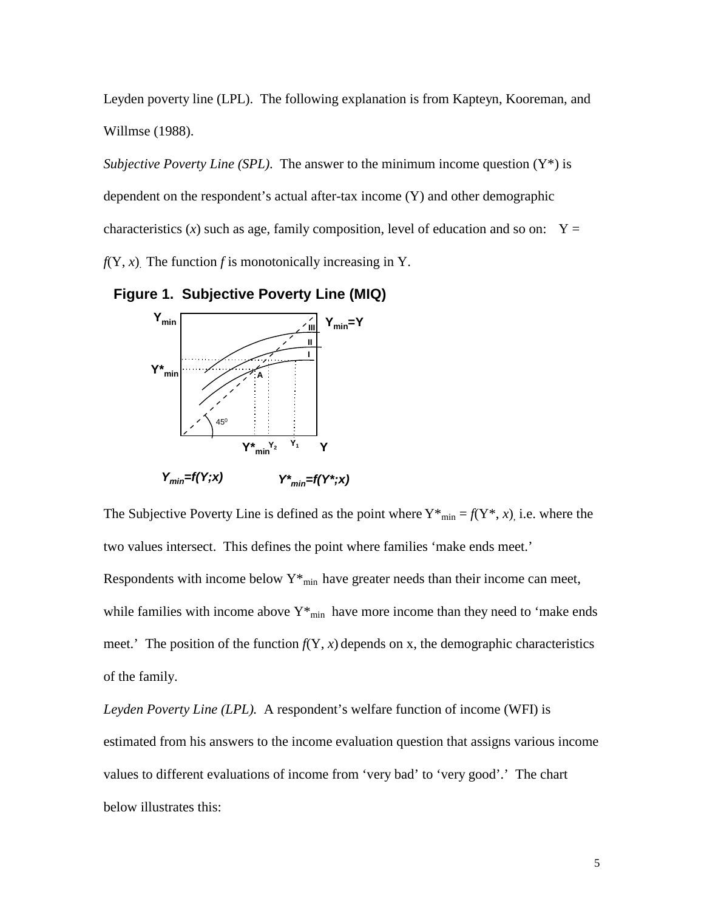Leyden poverty line (LPL). The following explanation is from Kapteyn, Kooreman, and Willmse (1988).

*Subjective Poverty Line (SPL).* The answer to the minimum income question (Y*) is dependent on the respondent's actual after-tax income (Y) and other demographic characteristics ($x$) such as age, family composition, level of education and so on: Y = $f$(Y, $x$). The function $f$ is monotonically increasing in Y.

**Figure 1. Subjective Poverty Line (MIQ)**

$Y_{min}=f(Y;x)$ $\quad$ $Y^*_{min}=f(Y^*;x)$

The Subjective Poverty Line is defined as the point where $Y^*_{min} = f(Y^*, x)$, i.e. where the two values intersect. This defines the point where families 'make ends meet.' Respondents with income below $Y^*_{min}$ have greater needs than their income can meet, while families with income above $Y^*_{min}$ have more income than they need to 'make ends meet.' The position of the function $f$(Y, $x$) depends on x, the demographic characteristics of the family.

*Leyden Poverty Line (LPL).* A respondent's welfare function of income (WFI) is estimated from his answers to the income evaluation question that assigns various income values to different evaluations of income from 'very bad' to 'very good'.' The chart below illustrates this: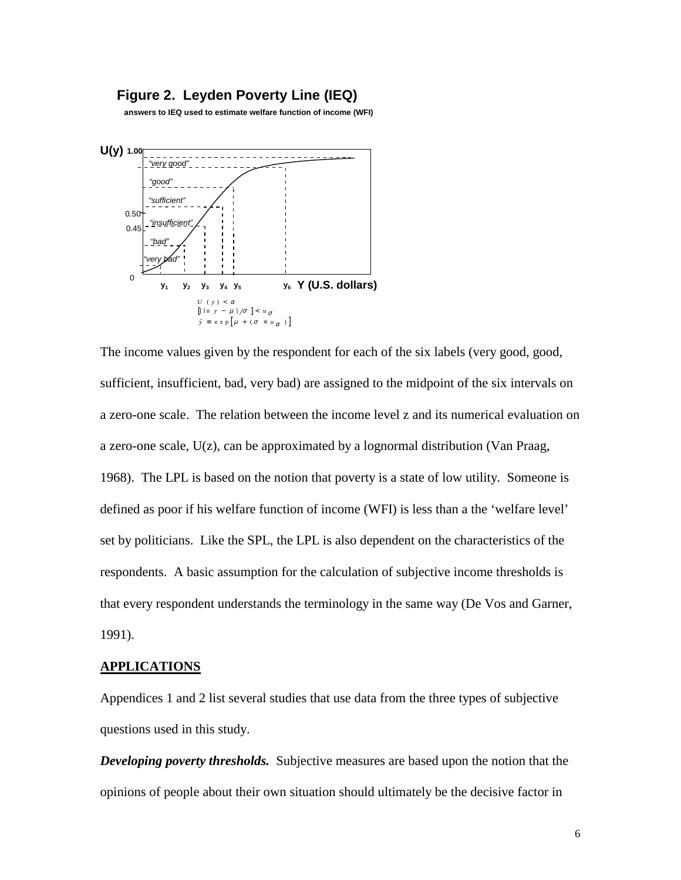**Figure 2. Leyden Poverty Line (IEQ)**

**answers to IEQ used to estimate welfare function of income (WFI)**

$$U(y) < \alpha$$

$$[\ln y - \mu]/\sigma] < u_\sigma$$

$$\hat{y} \equiv \exp[\mu + (\sigma \times u_\alpha)]$$

The income values given by the respondent for each of the six labels (very good, good, sufficient, insufficient, bad, very bad) are assigned to the midpoint of the six intervals on a zero-one scale. The relation between the income level z and its numerical evaluation on a zero-one scale, U(z), can be approximated by a lognormal distribution (Van Praag, 1968). The LPL is based on the notion that poverty is a state of low utility. Someone is defined as poor if his welfare function of income (WFI) is less than a the 'welfare level' set by politicians. Like the SPL, the LPL is also dependent on the characteristics of the respondents. A basic assumption for the calculation of subjective income thresholds is that every respondent understands the terminology in the same way (De Vos and Garner, 1991).

## APPLICATIONS

Appendices 1 and 2 list several studies that use data from the three types of subjective questions used in this study.

***Developing poverty thresholds.*** Subjective measures are based upon the notion that the opinions of people about their own situation should ultimately be the decisive factor in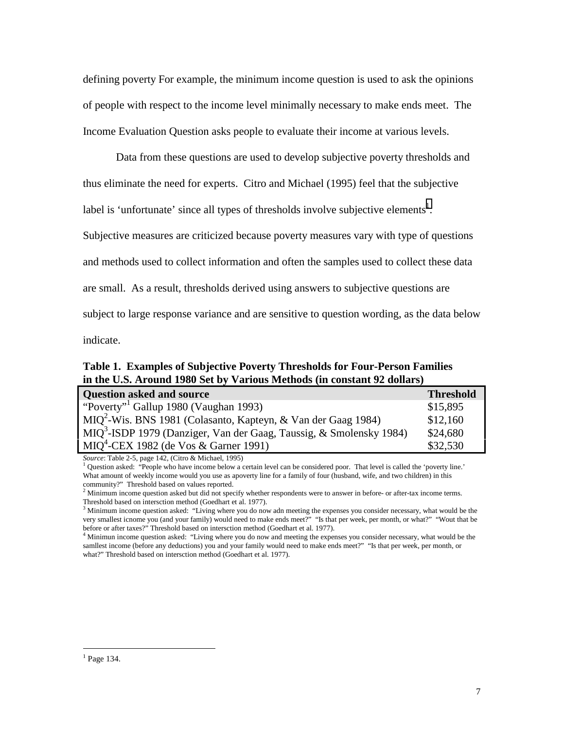defining poverty For example, the minimum income question is used to ask the opinions of people with respect to the income level minimally necessary to make ends meet. The Income Evaluation Question asks people to evaluate their income at various levels.

Data from these questions are used to develop subjective poverty thresholds and thus eliminate the need for experts. Citro and Michael (1995) feel that the subjective label is 'unfortunate' since all types of thresholds involve subjective elements[1]. Subjective measures are criticized because poverty measures vary with type of questions and methods used to collect information and often the samples used to collect these data are small. As a result, thresholds derived using answers to subjective questions are subject to large response variance and are sensitive to question wording, as the data below indicate.

**Table 1. Examples of Subjective Poverty Thresholds for Four-Person Families in the U.S. Around 1980 Set by Various Methods (in constant 92 dollars)**

| Question asked and source | Threshold |
|---|---|
| "Poverty"[1] Gallup 1980 (Vaughan 1993) | $15,895 |
| MIQ[2]-Wis. BNS 1981 (Colasanto, Kapteyn, & Van der Gaag 1984) | $12,160 |
| MIQ[3]-ISDP 1979 (Danziger, Van der Gaag, Taussig, & Smolensky 1984) | $24,680 |
| MIQ[4]-CEX 1982 (de Vos & Garner 1991) | $32,530 |

*Source*: Table 2-5, page 142, (Citro & Michael, 1995)

[1] Question asked: "People who have income below a certain level can be considered poor. That level is called the 'poverty line.' What amount of weekly income would you use as apoverty line for a family of four (husband, wife, and two children) in this community?" Threshold based on values reported.

[2] Minimum income question asked but did not specify whether respondents were to answer in before- or after-tax income terms. Threshold based on intersction method (Goedhart et al. 1977).

[3] Minimum income question asked: "Living where you do now adn meeting the expenses you consider necessary, what would be the very smallest icnome you (and your family) would need to make ends meet?" "Is that per week, per month, or what?" "Wout that be before or after taxes?" Threshold based on intersction method (Goedhart et al. 1977).

[4] Minimun income question asked: "Living where you do now and meeting the expenses you consider necessary, what would be the samllest income (before any deductions) you and your family would need to make ends meet?" "Is that per week, per month, or what?" Threshold based on intersction method (Goedhart et al. 1977).

---

[1] Page 134.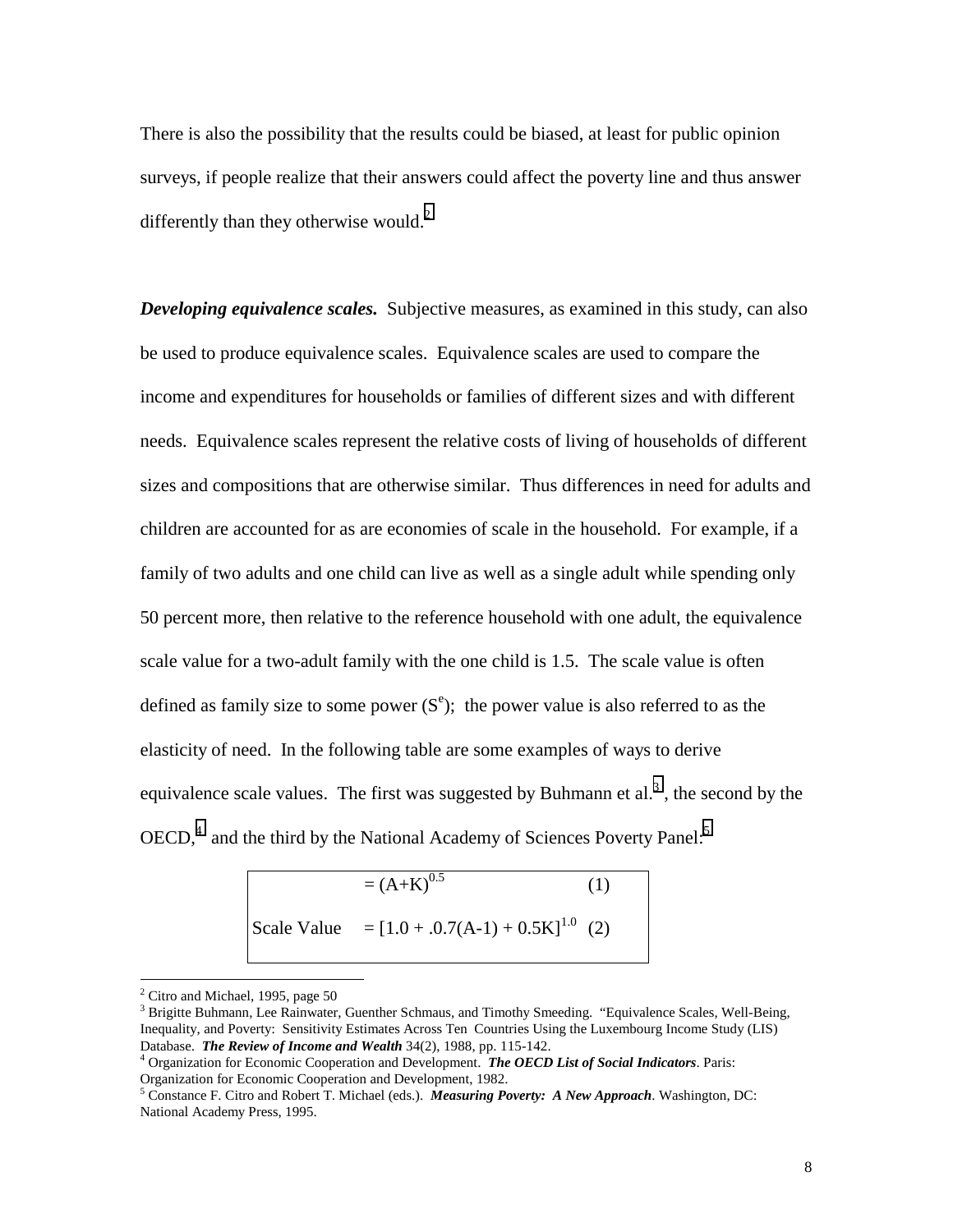There is also the possibility that the results could be biased, at least for public opinion surveys, if people realize that their answers could affect the poverty line and thus answer differently than they otherwise would.[2]

***Developing equivalence scales.*** Subjective measures, as examined in this study, can also be used to produce equivalence scales. Equivalence scales are used to compare the income and expenditures for households or families of different sizes and with different needs. Equivalence scales represent the relative costs of living of households of different sizes and compositions that are otherwise similar. Thus differences in need for adults and children are accounted for as are economies of scale in the household. For example, if a family of two adults and one child can live as well as a single adult while spending only 50 percent more, then relative to the reference household with one adult, the equivalence scale value for a two-adult family with the one child is 1.5. The scale value is often defined as family size to some power ($S^e$); the power value is also referred to as the elasticity of need. In the following table are some examples of ways to derive equivalence scale values. The first was suggested by Buhmann et al.[3], the second by the OECD,[4] and the third by the National Academy of Sciences Poverty Panel:[5]

| | | |
|---|---|---|
| | $= (A+K)^{0.5}$ | (1) |
| Scale Value | $= [1.0 + .0.7(A-1) + 0.5K]^{1.0}$ | (2) |

[2] Citro and Michael, 1995, page 50

[3] Brigitte Buhmann, Lee Rainwater, Guenther Schmaus, and Timothy Smeeding. "Equivalence Scales, Well-Being, Inequality, and Poverty: Sensitivity Estimates Across Ten Countries Using the Luxembourg Income Study (LIS) Database. ***The Review of Income and Wealth*** 34(2), 1988, pp. 115-142.

[4] Organization for Economic Cooperation and Development. ***The OECD List of Social Indicators***. Paris: Organization for Economic Cooperation and Development, 1982.

[5] Constance F. Citro and Robert T. Michael (eds.). ***Measuring Poverty: A New Approach***. Washington, DC: National Academy Press, 1995.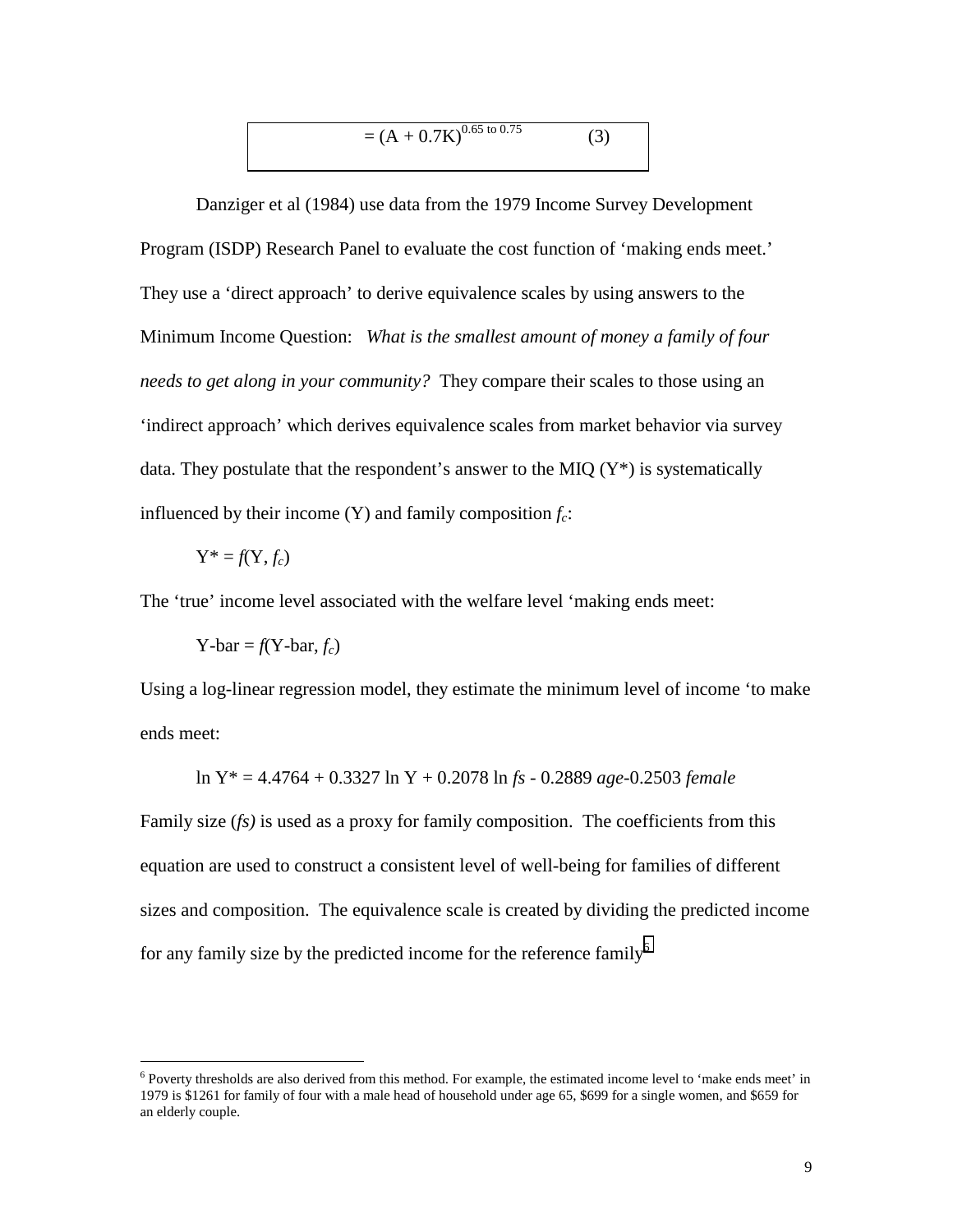$$= (A + 0.7K)^{0.65 \text{ to } 0.75} \qquad (3)$$

Danziger et al (1984) use data from the 1979 Income Survey Development Program (ISDP) Research Panel to evaluate the cost function of 'making ends meet.' They use a 'direct approach' to derive equivalence scales by using answers to the Minimum Income Question: *What is the smallest amount of money a family of four needs to get along in your community?* They compare their scales to those using an 'indirect approach' which derives equivalence scales from market behavior via survey data. They postulate that the respondent's answer to the MIQ ($Y^*$) is systematically influenced by their income (Y) and family composition $f_c$:

$$Y^* = f(Y, f_c)$$

The 'true' income level associated with the welfare level 'making ends meet:

$$\text{Y-bar} = f(\text{Y-bar}, f_c)$$

Using a log-linear regression model, they estimate the minimum level of income 'to make ends meet:

$$\ln Y^* = 4.4764 + 0.3327 \ln Y + 0.2078 \ln fs - 0.2889\, age - 0.2503\, female$$

Family size (*fs)* is used as a proxy for family composition. The coefficients from this equation are used to construct a consistent level of well-being for families of different sizes and composition. The equivalence scale is created by dividing the predicted income for any family size by the predicted income for the reference family[6]

[6] Poverty thresholds are also derived from this method. For example, the estimated income level to 'make ends meet' in 1979 is $1261 for family of four with a male head of household under age 65, $699 for a single women, and $659 for an elderly couple.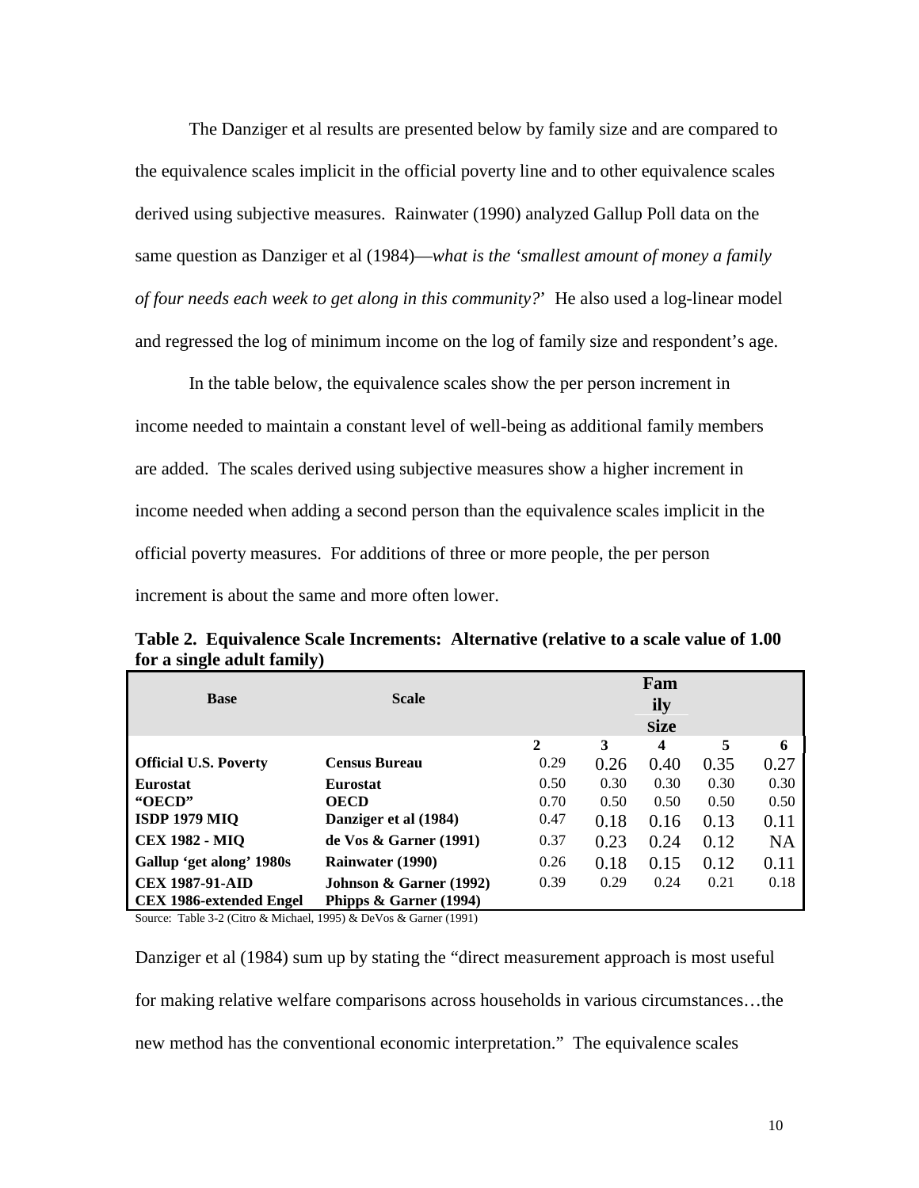The Danziger et al results are presented below by family size and are compared to the equivalence scales implicit in the official poverty line and to other equivalence scales derived using subjective measures. Rainwater (1990) analyzed Gallup Poll data on the same question as Danziger et al (1984)—*what is the 'smallest amount of money a family of four needs each week to get along in this community?*' He also used a log-linear model and regressed the log of minimum income on the log of family size and respondent's age.

In the table below, the equivalence scales show the per person increment in income needed to maintain a constant level of well-being as additional family members are added. The scales derived using subjective measures show a higher increment in income needed when adding a second person than the equivalence scales implicit in the official poverty measures. For additions of three or more people, the per person increment is about the same and more often lower.

**Table 2. Equivalence Scale Increments: Alternative (relative to a scale value of 1.00 for a single adult family)**

| Base | Scale | Family Size | | | | |
|---|---|---|---|---|---|---|
| | | 2 | 3 | 4 | 5 | 6 |
| **Official U.S. Poverty** | **Census Bureau** | 0.29 | 0.26 | 0.40 | 0.35 | 0.27 |
| **Eurostat** | **Eurostat** | 0.50 | 0.30 | 0.30 | 0.30 | 0.30 |
| **"OECD"** | **OECD** | 0.70 | 0.50 | 0.50 | 0.50 | 0.50 |
| **ISDP 1979 MIQ** | **Danziger et al (1984)** | 0.47 | 0.18 | 0.16 | 0.13 | 0.11 |
| **CEX 1982 - MIQ** | **de Vos & Garner (1991)** | 0.37 | 0.23 | 0.24 | 0.12 | NA |
| **Gallup 'get along' 1980s** | **Rainwater (1990)** | 0.26 | 0.18 | 0.15 | 0.12 | 0.11 |
| **CEX 1987-91-AID** | **Johnson & Garner (1992)** | 0.39 | 0.29 | 0.24 | 0.21 | 0.18 |
| **CEX 1986-extended Engel** | **Phipps & Garner (1994)** | | | | | |

Source: Table 3-2 (Citro & Michael, 1995) & DeVos & Garner (1991)

Danziger et al (1984) sum up by stating the "direct measurement approach is most useful for making relative welfare comparisons across households in various circumstances…the new method has the conventional economic interpretation." The equivalence scales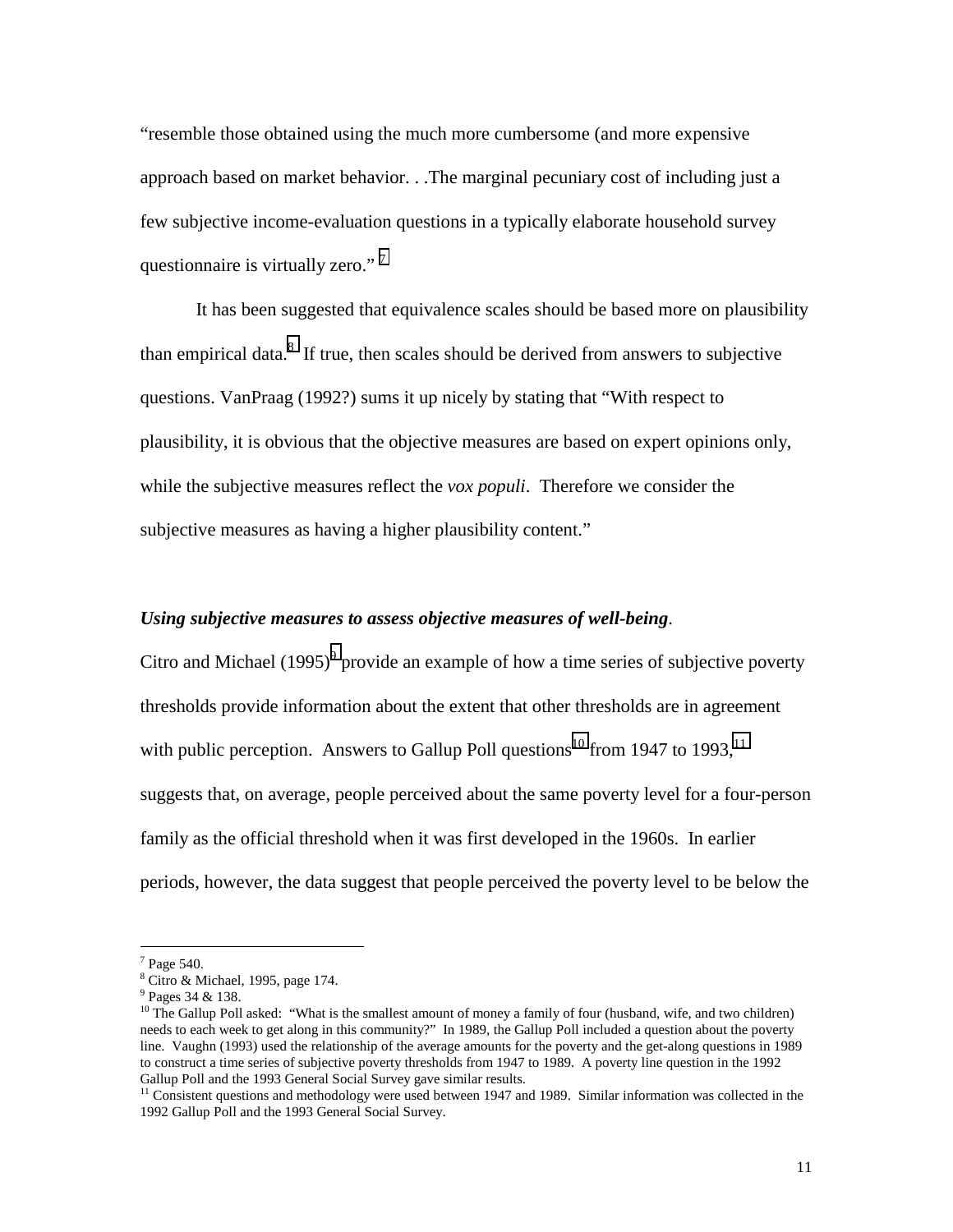"resemble those obtained using the much more cumbersome (and more expensive approach based on market behavior. . .The marginal pecuniary cost of including just a few subjective income-evaluation questions in a typically elaborate household survey questionnaire is virtually zero." [7]

It has been suggested that equivalence scales should be based more on plausibility than empirical data.[8] If true, then scales should be derived from answers to subjective questions. VanPraag (1992?) sums it up nicely by stating that "With respect to plausibility, it is obvious that the objective measures are based on expert opinions only, while the subjective measures reflect the *vox populi*. Therefore we consider the subjective measures as having a higher plausibility content."

***Using subjective measures to assess objective measures of well-being***.

Citro and Michael (1995)[9] provide an example of how a time series of subjective poverty thresholds provide information about the extent that other thresholds are in agreement with public perception. Answers to Gallup Poll questions[10] from 1947 to 1993,[11] suggests that, on average, people perceived about the same poverty level for a four-person family as the official threshold when it was first developed in the 1960s. In earlier periods, however, the data suggest that people perceived the poverty level to be below the

---

[7] Page 540.

[8] Citro & Michael, 1995, page 174.

[9] Pages 34 & 138.

[10] The Gallup Poll asked: "What is the smallest amount of money a family of four (husband, wife, and two children) needs to each week to get along in this community?" In 1989, the Gallup Poll included a question about the poverty line. Vaughn (1993) used the relationship of the average amounts for the poverty and the get-along questions in 1989 to construct a time series of subjective poverty thresholds from 1947 to 1989. A poverty line question in the 1992 Gallup Poll and the 1993 General Social Survey gave similar results.

[11] Consistent questions and methodology were used between 1947 and 1989. Similar information was collected in the 1992 Gallup Poll and the 1993 General Social Survey.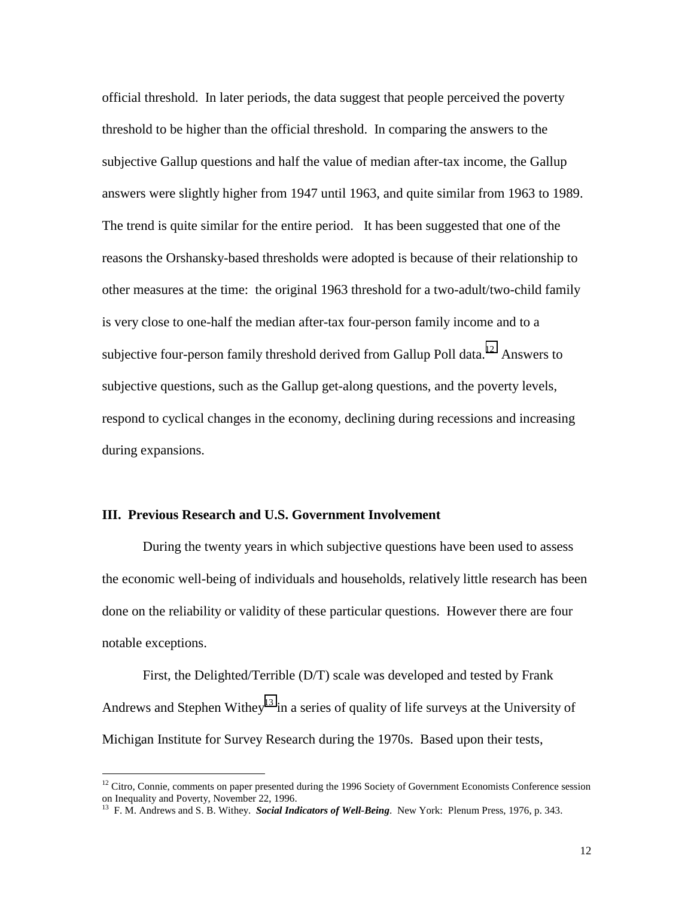official threshold. In later periods, the data suggest that people perceived the poverty threshold to be higher than the official threshold. In comparing the answers to the subjective Gallup questions and half the value of median after-tax income, the Gallup answers were slightly higher from 1947 until 1963, and quite similar from 1963 to 1989. The trend is quite similar for the entire period. It has been suggested that one of the reasons the Orshansky-based thresholds were adopted is because of their relationship to other measures at the time: the original 1963 threshold for a two-adult/two-child family is very close to one-half the median after-tax four-person family income and to a subjective four-person family threshold derived from Gallup Poll data.[12] Answers to subjective questions, such as the Gallup get-along questions, and the poverty levels, respond to cyclical changes in the economy, declining during recessions and increasing during expansions.

## III. Previous Research and U.S. Government Involvement

During the twenty years in which subjective questions have been used to assess the economic well-being of individuals and households, relatively little research has been done on the reliability or validity of these particular questions. However there are four notable exceptions.

First, the Delighted/Terrible (D/T) scale was developed and tested by Frank Andrews and Stephen Withey[13] in a series of quality of life surveys at the University of Michigan Institute for Survey Research during the 1970s. Based upon their tests,

---

[12] Citro, Connie, comments on paper presented during the 1996 Society of Government Economists Conference session on Inequality and Poverty, November 22, 1996.

[13] F. M. Andrews and S. B. Withey. ***Social Indicators of Well-Being***. New York: Plenum Press, 1976, p. 343.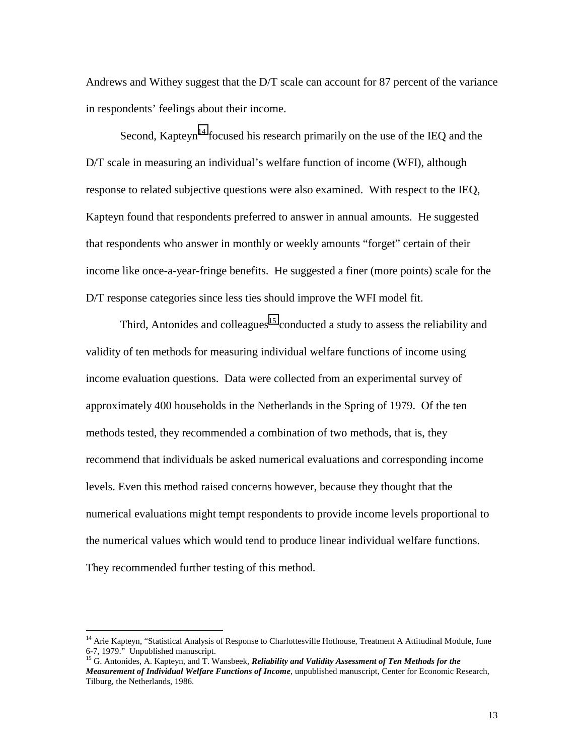Andrews and Withey suggest that the D/T scale can account for 87 percent of the variance in respondents' feelings about their income.

Second, Kapteyn[14] focused his research primarily on the use of the IEQ and the D/T scale in measuring an individual's welfare function of income (WFI), although response to related subjective questions were also examined. With respect to the IEQ, Kapteyn found that respondents preferred to answer in annual amounts. He suggested that respondents who answer in monthly or weekly amounts "forget" certain of their income like once-a-year-fringe benefits. He suggested a finer (more points) scale for the D/T response categories since less ties should improve the WFI model fit.

Third, Antonides and colleagues[15] conducted a study to assess the reliability and validity of ten methods for measuring individual welfare functions of income using income evaluation questions. Data were collected from an experimental survey of approximately 400 households in the Netherlands in the Spring of 1979. Of the ten methods tested, they recommended a combination of two methods, that is, they recommend that individuals be asked numerical evaluations and corresponding income levels. Even this method raised concerns however, because they thought that the numerical evaluations might tempt respondents to provide income levels proportional to the numerical values which would tend to produce linear individual welfare functions. They recommended further testing of this method.

---

[14] Arie Kapteyn, "Statistical Analysis of Response to Charlottesville Hothouse, Treatment A Attitudinal Module, June 6-7, 1979." Unpublished manuscript.

[15] G. Antonides, A. Kapteyn, and T. Wansbeek, ***Reliability and Validity Assessment of Ten Methods for the Measurement of Individual Welfare Functions of Income***, unpublished manuscript, Center for Economic Research, Tilburg, the Netherlands, 1986.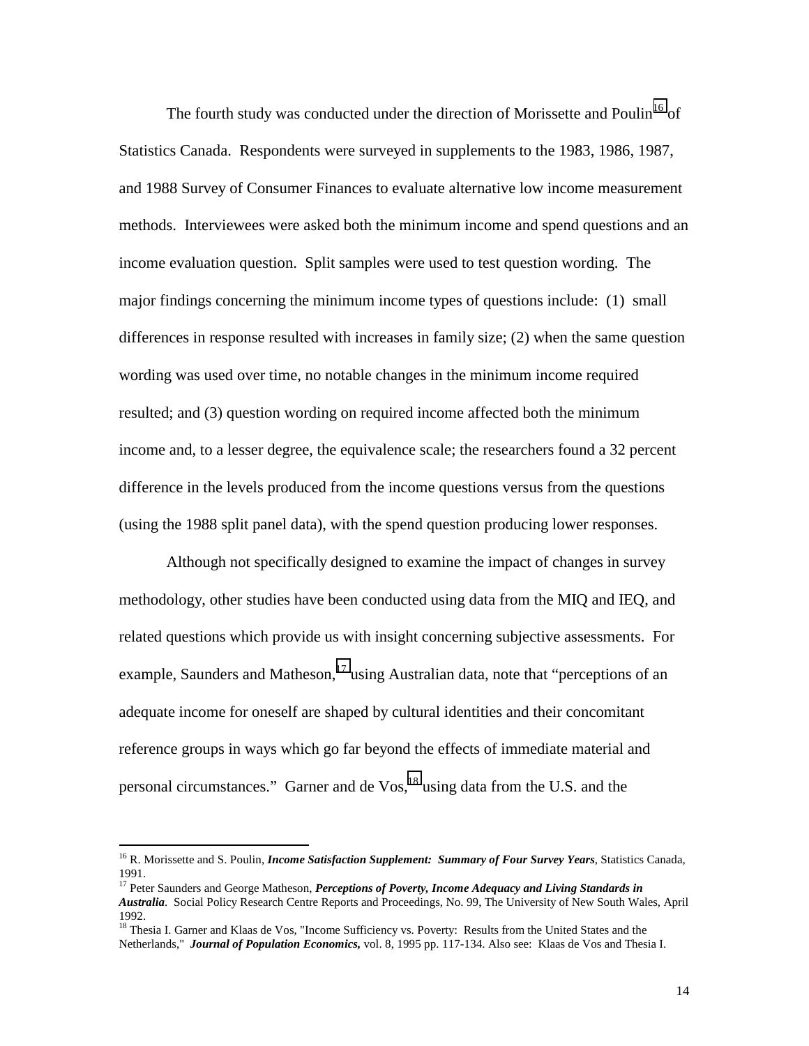The fourth study was conducted under the direction of Morissette and Poulin[16] of Statistics Canada. Respondents were surveyed in supplements to the 1983, 1986, 1987, and 1988 Survey of Consumer Finances to evaluate alternative low income measurement methods. Interviewees were asked both the minimum income and spend questions and an income evaluation question. Split samples were used to test question wording. The major findings concerning the minimum income types of questions include: (1) small differences in response resulted with increases in family size; (2) when the same question wording was used over time, no notable changes in the minimum income required resulted; and (3) question wording on required income affected both the minimum income and, to a lesser degree, the equivalence scale; the researchers found a 32 percent difference in the levels produced from the income questions versus from the questions (using the 1988 split panel data), with the spend question producing lower responses.

Although not specifically designed to examine the impact of changes in survey methodology, other studies have been conducted using data from the MIQ and IEQ, and related questions which provide us with insight concerning subjective assessments. For example, Saunders and Matheson,[17] using Australian data, note that "perceptions of an adequate income for oneself are shaped by cultural identities and their concomitant reference groups in ways which go far beyond the effects of immediate material and personal circumstances." Garner and de Vos,[18] using data from the U.S. and the

---

[16] R. Morissette and S. Poulin, ***Income Satisfaction Supplement: Summary of Four Survey Years***, Statistics Canada, 1991.

[17] Peter Saunders and George Matheson, ***Perceptions of Poverty, Income Adequacy and Living Standards in Australia***. Social Policy Research Centre Reports and Proceedings, No. 99, The University of New South Wales, April 1992.

[18] Thesia I. Garner and Klaas de Vos, "Income Sufficiency vs. Poverty: Results from the United States and the Netherlands," ***Journal of Population Economics,*** vol. 8, 1995 pp. 117-134. Also see: Klaas de Vos and Thesia I.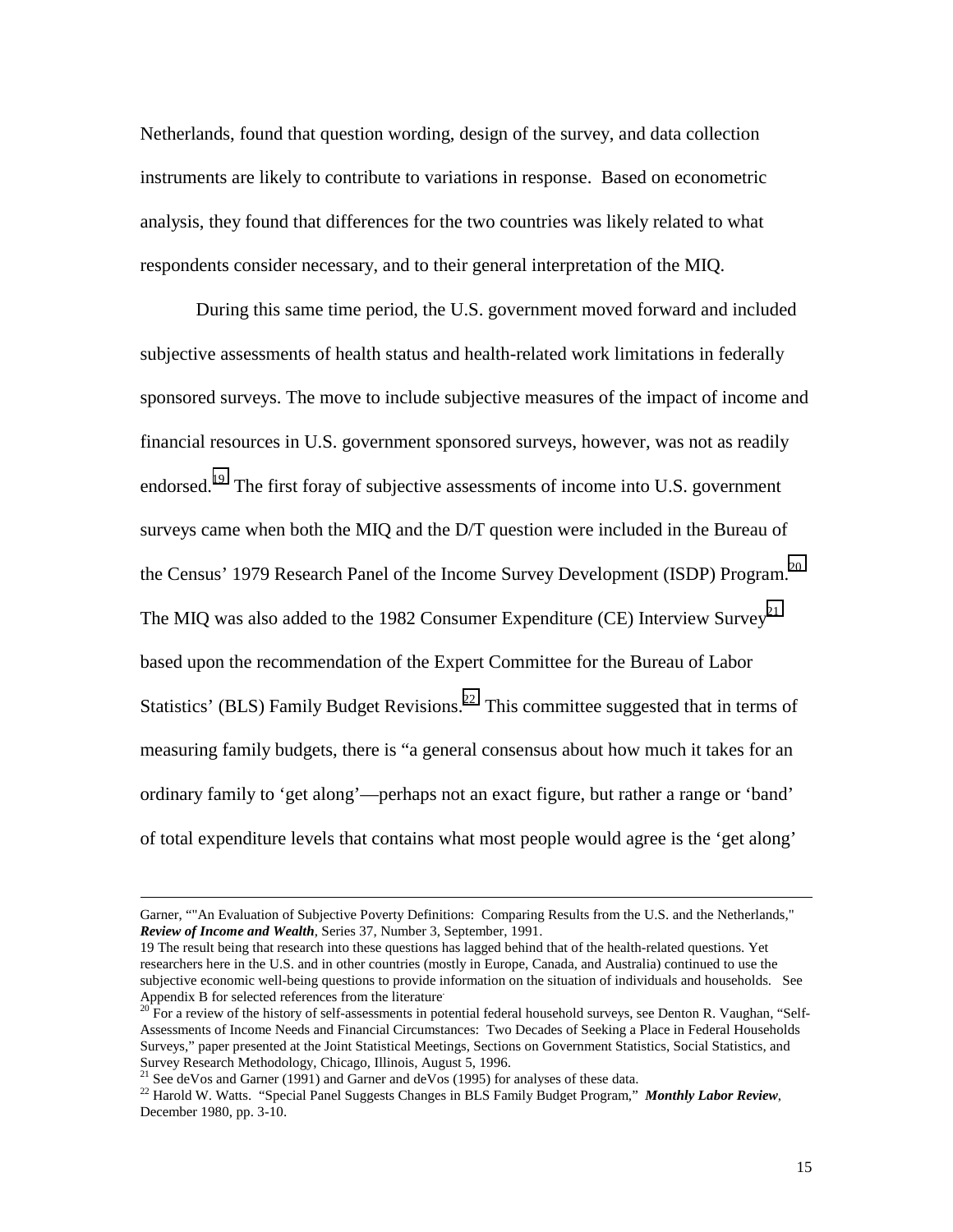Netherlands, found that question wording, design of the survey, and data collection instruments are likely to contribute to variations in response. Based on econometric analysis, they found that differences for the two countries was likely related to what respondents consider necessary, and to their general interpretation of the MIQ.

During this same time period, the U.S. government moved forward and included subjective assessments of health status and health-related work limitations in federally sponsored surveys. The move to include subjective measures of the impact of income and financial resources in U.S. government sponsored surveys, however, was not as readily endorsed.[19] The first foray of subjective assessments of income into U.S. government surveys came when both the MIQ and the D/T question were included in the Bureau of the Census' 1979 Research Panel of the Income Survey Development (ISDP) Program.[20] The MIQ was also added to the 1982 Consumer Expenditure (CE) Interview Survey[21] based upon the recommendation of the Expert Committee for the Bureau of Labor Statistics' (BLS) Family Budget Revisions.[22] This committee suggested that in terms of measuring family budgets, there is "a general consensus about how much it takes for an ordinary family to 'get along'—perhaps not an exact figure, but rather a range or 'band' of total expenditure levels that contains what most people would agree is the 'get along'

---

Garner, ""An Evaluation of Subjective Poverty Definitions: Comparing Results from the U.S. and the Netherlands," ***Review of Income and Wealth***, Series 37, Number 3, September, 1991.

19 The result being that research into these questions has lagged behind that of the health-related questions. Yet researchers here in the U.S. and in other countries (mostly in Europe, Canada, and Australia) continued to use the subjective economic well-being questions to provide information on the situation of individuals and households. See Appendix B for selected references from the literature.

[20] For a review of the history of self-assessments in potential federal household surveys, see Denton R. Vaughan, "Self-Assessments of Income Needs and Financial Circumstances: Two Decades of Seeking a Place in Federal Households Surveys," paper presented at the Joint Statistical Meetings, Sections on Government Statistics, Social Statistics, and Survey Research Methodology, Chicago, Illinois, August 5, 1996.

[21] See deVos and Garner (1991) and Garner and deVos (1995) for analyses of these data.

[22] Harold W. Watts. "Special Panel Suggests Changes in BLS Family Budget Program," ***Monthly Labor Review***, December 1980, pp. 3-10.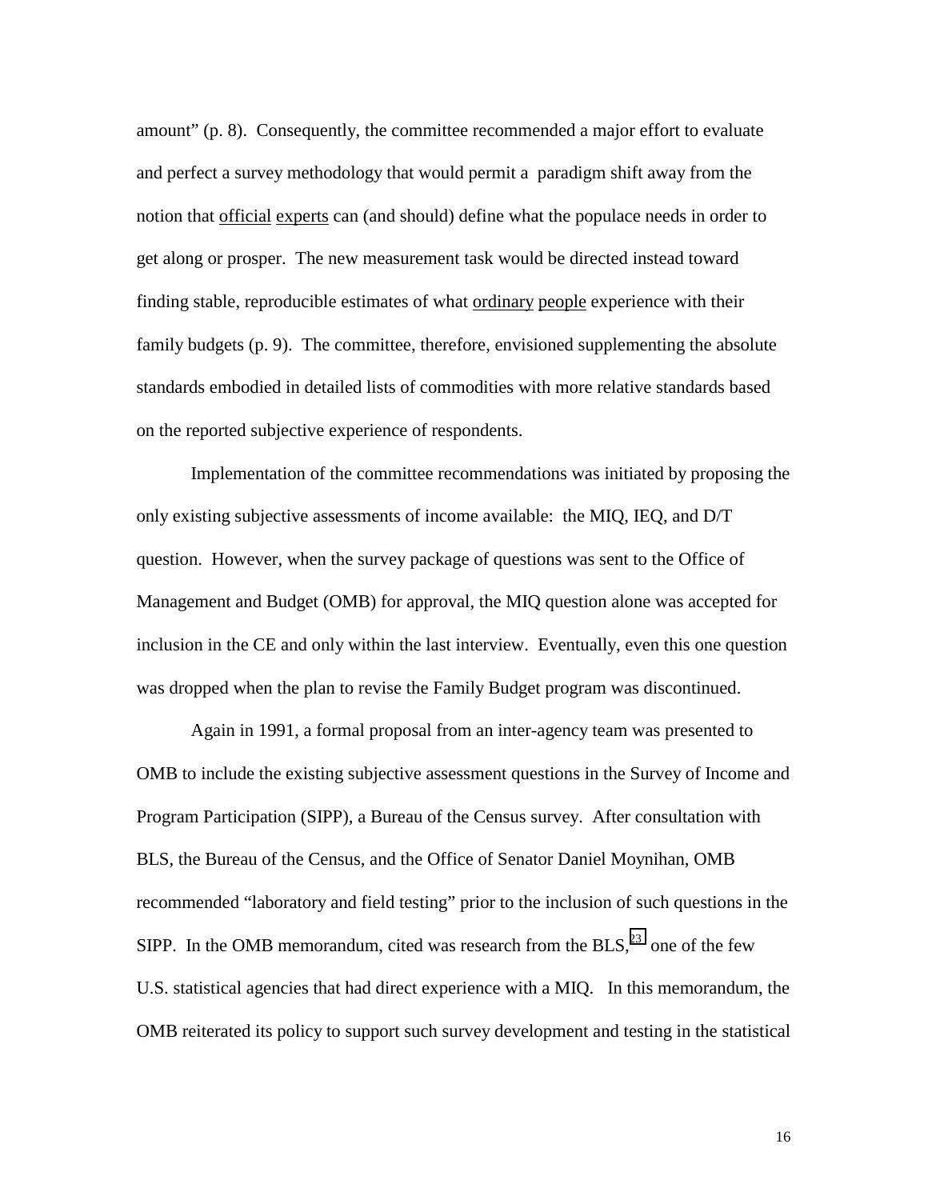amount" (p. 8). Consequently, the committee recommended a major effort to evaluate and perfect a survey methodology that would permit a paradigm shift away from the notion that official experts can (and should) define what the populace needs in order to get along or prosper. The new measurement task would be directed instead toward finding stable, reproducible estimates of what ordinary people experience with their family budgets (p. 9). The committee, therefore, envisioned supplementing the absolute standards embodied in detailed lists of commodities with more relative standards based on the reported subjective experience of respondents.

Implementation of the committee recommendations was initiated by proposing the only existing subjective assessments of income available: the MIQ, IEQ, and D/T question. However, when the survey package of questions was sent to the Office of Management and Budget (OMB) for approval, the MIQ question alone was accepted for inclusion in the CE and only within the last interview. Eventually, even this one question was dropped when the plan to revise the Family Budget program was discontinued.

Again in 1991, a formal proposal from an inter-agency team was presented to OMB to include the existing subjective assessment questions in the Survey of Income and Program Participation (SIPP), a Bureau of the Census survey. After consultation with BLS, the Bureau of the Census, and the Office of Senator Daniel Moynihan, OMB recommended "laboratory and field testing" prior to the inclusion of such questions in the SIPP. In the OMB memorandum, cited was research from the BLS,[23] one of the few U.S. statistical agencies that had direct experience with a MIQ. In this memorandum, the OMB reiterated its policy to support such survey development and testing in the statistical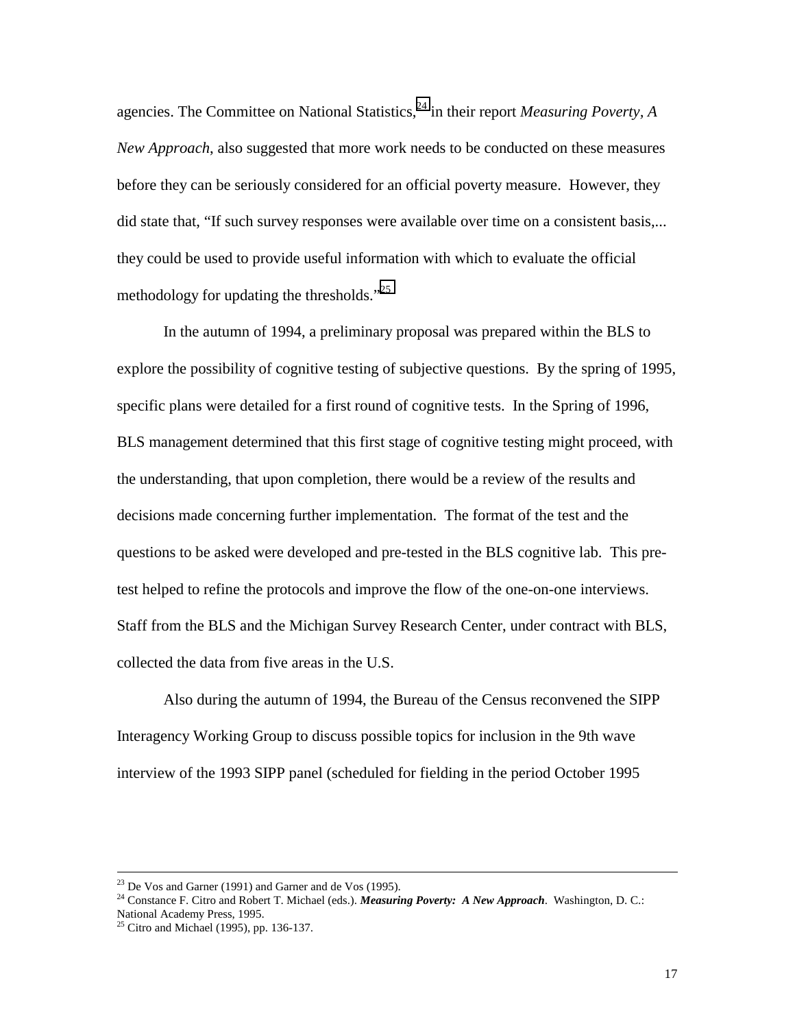agencies. The Committee on National Statistics,[24] in their report *Measuring Poverty, A New Approach*, also suggested that more work needs to be conducted on these measures before they can be seriously considered for an official poverty measure. However, they did state that, "If such survey responses were available over time on a consistent basis,... they could be used to provide useful information with which to evaluate the official methodology for updating the thresholds."[25]

In the autumn of 1994, a preliminary proposal was prepared within the BLS to explore the possibility of cognitive testing of subjective questions. By the spring of 1995, specific plans were detailed for a first round of cognitive tests. In the Spring of 1996, BLS management determined that this first stage of cognitive testing might proceed, with the understanding, that upon completion, there would be a review of the results and decisions made concerning further implementation. The format of the test and the questions to be asked were developed and pre-tested in the BLS cognitive lab. This pre-test helped to refine the protocols and improve the flow of the one-on-one interviews. Staff from the BLS and the Michigan Survey Research Center, under contract with BLS, collected the data from five areas in the U.S.

Also during the autumn of 1994, the Bureau of the Census reconvened the SIPP Interagency Working Group to discuss possible topics for inclusion in the 9th wave interview of the 1993 SIPP panel (scheduled for fielding in the period October 1995

---

[23] De Vos and Garner (1991) and Garner and de Vos (1995).

[24] Constance F. Citro and Robert T. Michael (eds.). ***Measuring Poverty: A New Approach***. Washington, D. C.: National Academy Press, 1995.

[25] Citro and Michael (1995), pp. 136-137.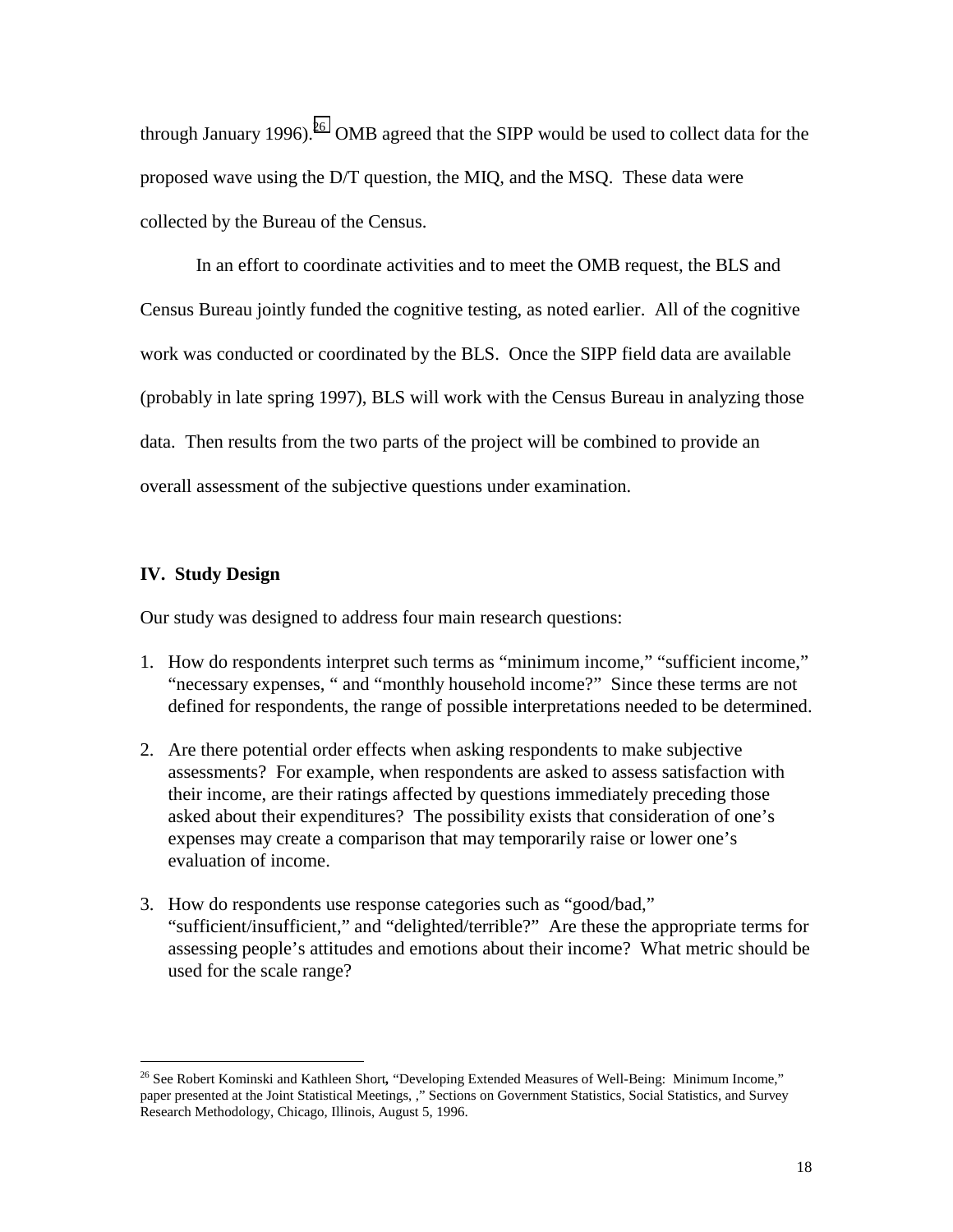through January 1996).[26] OMB agreed that the SIPP would be used to collect data for the proposed wave using the D/T question, the MIQ, and the MSQ. These data were collected by the Bureau of the Census.

In an effort to coordinate activities and to meet the OMB request, the BLS and Census Bureau jointly funded the cognitive testing, as noted earlier. All of the cognitive work was conducted or coordinated by the BLS. Once the SIPP field data are available (probably in late spring 1997), BLS will work with the Census Bureau in analyzing those data. Then results from the two parts of the project will be combined to provide an overall assessment of the subjective questions under examination.

## IV. Study Design

Our study was designed to address four main research questions:

1. How do respondents interpret such terms as "minimum income," "sufficient income," "necessary expenses, " and "monthly household income?" Since these terms are not defined for respondents, the range of possible interpretations needed to be determined.

2. Are there potential order effects when asking respondents to make subjective assessments? For example, when respondents are asked to assess satisfaction with their income, are their ratings affected by questions immediately preceding those asked about their expenditures? The possibility exists that consideration of one's expenses may create a comparison that may temporarily raise or lower one's evaluation of income.

3. How do respondents use response categories such as "good/bad," "sufficient/insufficient," and "delighted/terrible?" Are these the appropriate terms for assessing people's attitudes and emotions about their income? What metric should be used for the scale range?

---

[26] See Robert Kominski and Kathleen Short, "Developing Extended Measures of Well-Being: Minimum Income," paper presented at the Joint Statistical Meetings, ," Sections on Government Statistics, Social Statistics, and Survey Research Methodology, Chicago, Illinois, August 5, 1996.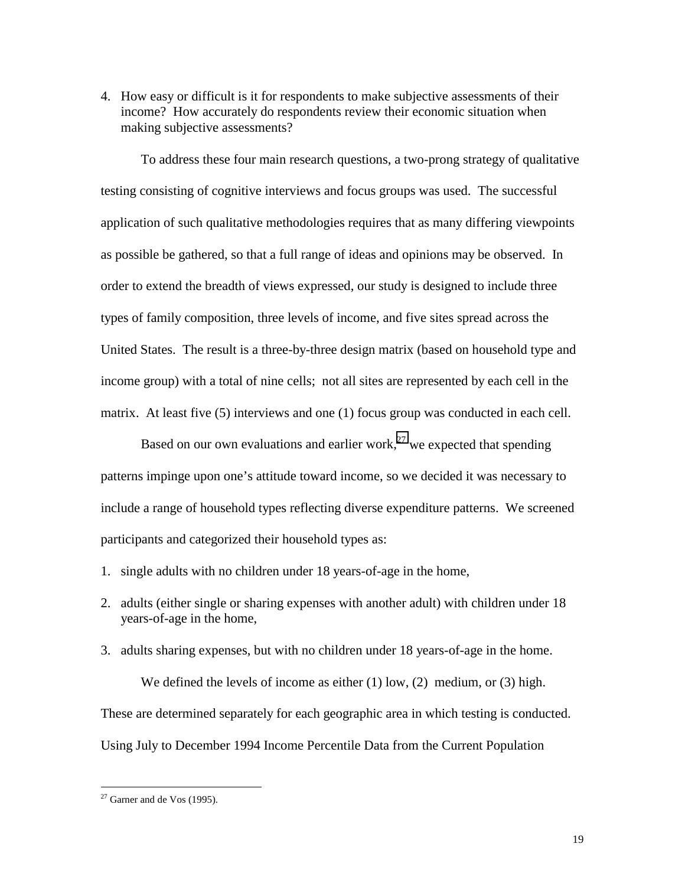4. How easy or difficult is it for respondents to make subjective assessments of their income? How accurately do respondents review their economic situation when making subjective assessments?

To address these four main research questions, a two-prong strategy of qualitative testing consisting of cognitive interviews and focus groups was used. The successful application of such qualitative methodologies requires that as many differing viewpoints as possible be gathered, so that a full range of ideas and opinions may be observed. In order to extend the breadth of views expressed, our study is designed to include three types of family composition, three levels of income, and five sites spread across the United States. The result is a three-by-three design matrix (based on household type and income group) with a total of nine cells; not all sites are represented by each cell in the matrix. At least five (5) interviews and one (1) focus group was conducted in each cell.

Based on our own evaluations and earlier work,[27] we expected that spending patterns impinge upon one's attitude toward income, so we decided it was necessary to include a range of household types reflecting diverse expenditure patterns. We screened participants and categorized their household types as:

1. single adults with no children under 18 years-of-age in the home,
2. adults (either single or sharing expenses with another adult) with children under 18 years-of-age in the home,
3. adults sharing expenses, but with no children under 18 years-of-age in the home.

We defined the levels of income as either (1) low, (2) medium, or (3) high. These are determined separately for each geographic area in which testing is conducted. Using July to December 1994 Income Percentile Data from the Current Population

[27] Garner and de Vos (1995).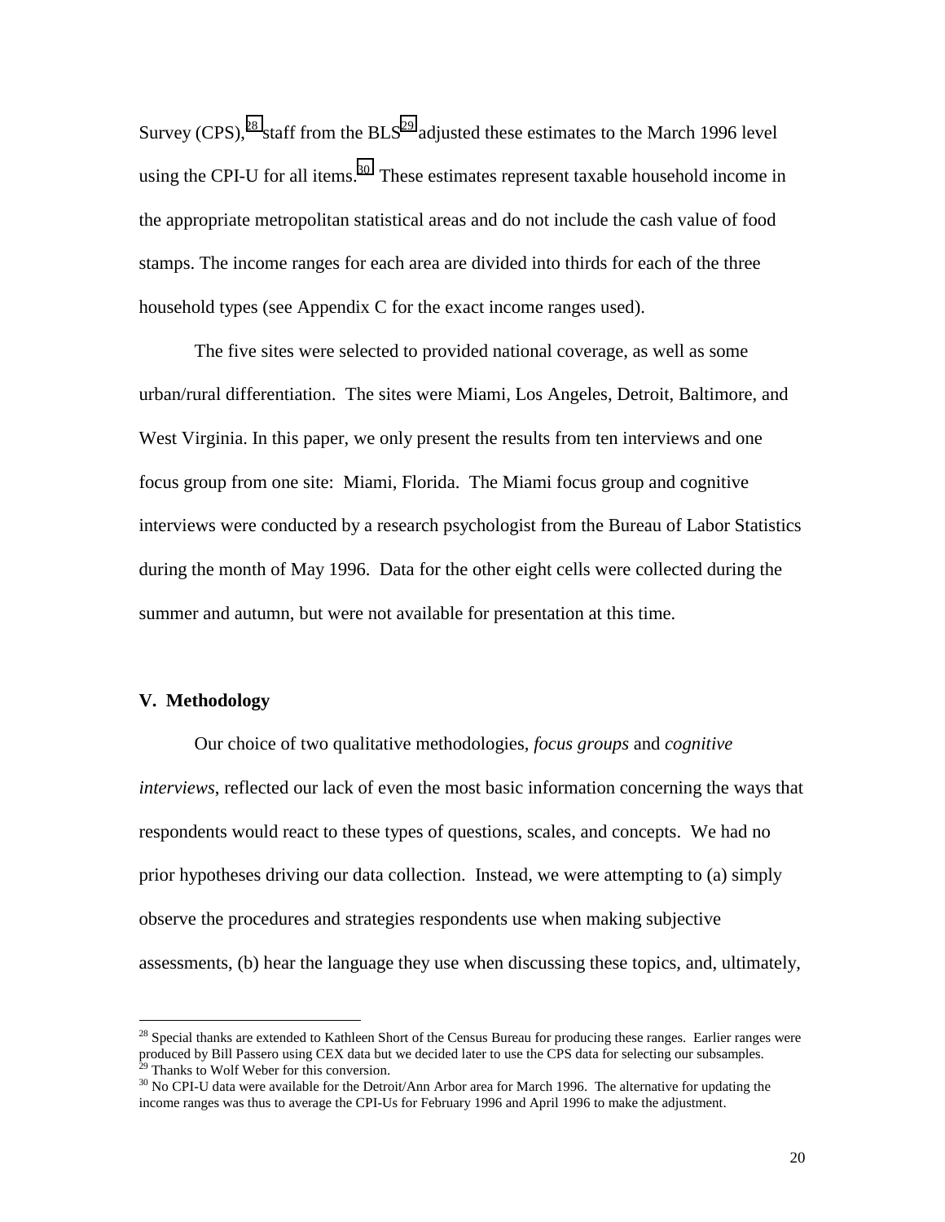Survey (CPS),[28] staff from the BLS[29] adjusted these estimates to the March 1996 level using the CPI-U for all items.[30] These estimates represent taxable household income in the appropriate metropolitan statistical areas and do not include the cash value of food stamps. The income ranges for each area are divided into thirds for each of the three household types (see Appendix C for the exact income ranges used).

The five sites were selected to provided national coverage, as well as some urban/rural differentiation. The sites were Miami, Los Angeles, Detroit, Baltimore, and West Virginia. In this paper, we only present the results from ten interviews and one focus group from one site: Miami, Florida. The Miami focus group and cognitive interviews were conducted by a research psychologist from the Bureau of Labor Statistics during the month of May 1996. Data for the other eight cells were collected during the summer and autumn, but were not available for presentation at this time.

## V. Methodology

Our choice of two qualitative methodologies, *focus groups* and *cognitive interviews*, reflected our lack of even the most basic information concerning the ways that respondents would react to these types of questions, scales, and concepts. We had no prior hypotheses driving our data collection. Instead, we were attempting to (a) simply observe the procedures and strategies respondents use when making subjective assessments, (b) hear the language they use when discussing these topics, and, ultimately,

---

[28] Special thanks are extended to Kathleen Short of the Census Bureau for producing these ranges. Earlier ranges were produced by Bill Passero using CEX data but we decided later to use the CPS data for selecting our subsamples.

[29] Thanks to Wolf Weber for this conversion.

[30] No CPI-U data were available for the Detroit/Ann Arbor area for March 1996. The alternative for updating the income ranges was thus to average the CPI-Us for February 1996 and April 1996 to make the adjustment.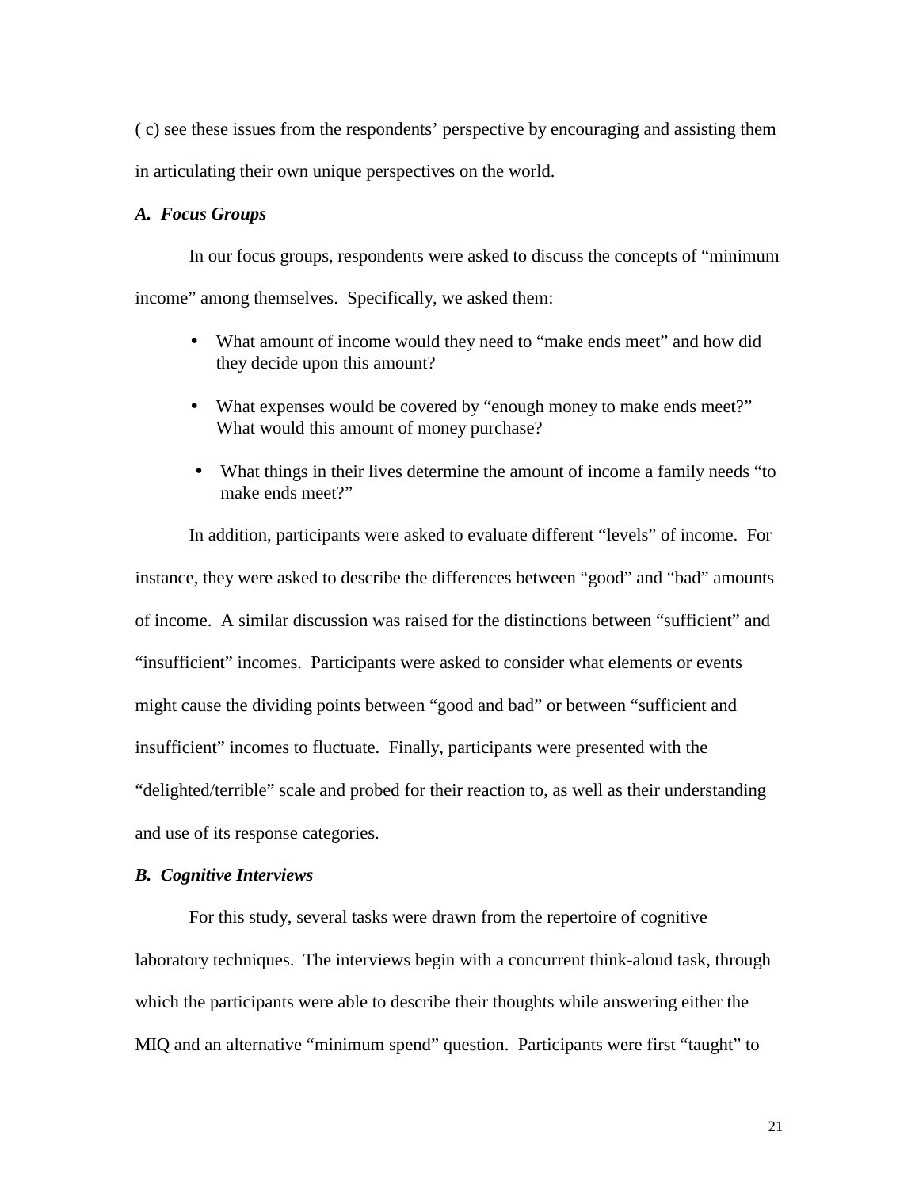( c) see these issues from the respondents' perspective by encouraging and assisting them in articulating their own unique perspectives on the world.

### *A. Focus Groups*

In our focus groups, respondents were asked to discuss the concepts of "minimum income" among themselves. Specifically, we asked them:

- What amount of income would they need to "make ends meet" and how did they decide upon this amount?
- What expenses would be covered by "enough money to make ends meet?" What would this amount of money purchase?
- What things in their lives determine the amount of income a family needs "to make ends meet?"

In addition, participants were asked to evaluate different "levels" of income. For instance, they were asked to describe the differences between "good" and "bad" amounts of income. A similar discussion was raised for the distinctions between "sufficient" and "insufficient" incomes. Participants were asked to consider what elements or events might cause the dividing points between "good and bad" or between "sufficient and insufficient" incomes to fluctuate. Finally, participants were presented with the "delighted/terrible" scale and probed for their reaction to, as well as their understanding and use of its response categories.

### *B. Cognitive Interviews*

For this study, several tasks were drawn from the repertoire of cognitive laboratory techniques. The interviews begin with a concurrent think-aloud task, through which the participants were able to describe their thoughts while answering either the MIQ and an alternative "minimum spend" question. Participants were first "taught" to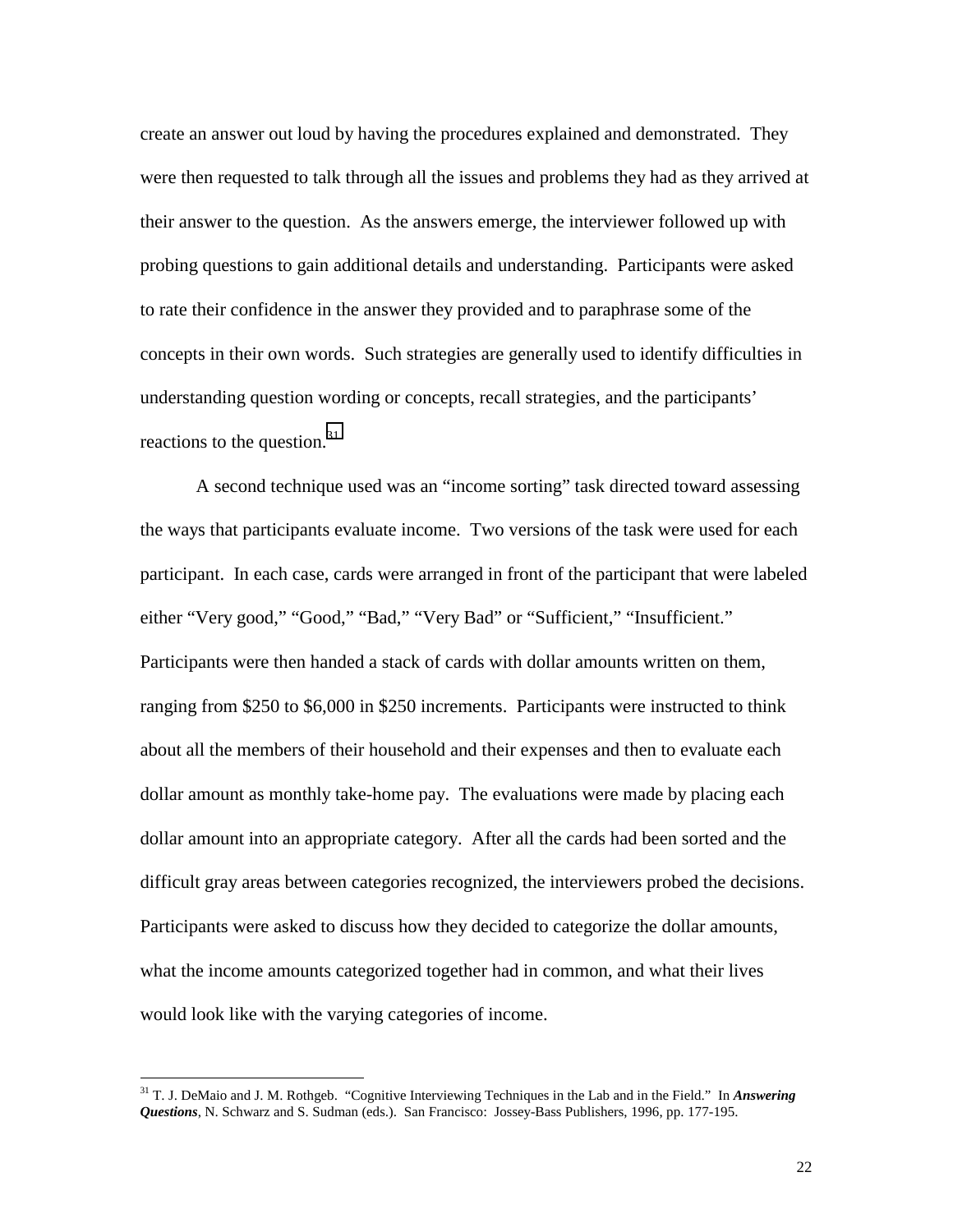create an answer out loud by having the procedures explained and demonstrated. They were then requested to talk through all the issues and problems they had as they arrived at their answer to the question. As the answers emerge, the interviewer followed up with probing questions to gain additional details and understanding. Participants were asked to rate their confidence in the answer they provided and to paraphrase some of the concepts in their own words. Such strategies are generally used to identify difficulties in understanding question wording or concepts, recall strategies, and the participants' reactions to the question.[31]

A second technique used was an "income sorting" task directed toward assessing the ways that participants evaluate income. Two versions of the task were used for each participant. In each case, cards were arranged in front of the participant that were labeled either "Very good," "Good," "Bad," "Very Bad" or "Sufficient," "Insufficient." Participants were then handed a stack of cards with dollar amounts written on them, ranging from $250 to $6,000 in $250 increments. Participants were instructed to think about all the members of their household and their expenses and then to evaluate each dollar amount as monthly take-home pay. The evaluations were made by placing each dollar amount into an appropriate category. After all the cards had been sorted and the difficult gray areas between categories recognized, the interviewers probed the decisions. Participants were asked to discuss how they decided to categorize the dollar amounts, what the income amounts categorized together had in common, and what their lives would look like with the varying categories of income.

---

[31] T. J. DeMaio and J. M. Rothgeb. "Cognitive Interviewing Techniques in the Lab and in the Field." In ***Answering Questions***, N. Schwarz and S. Sudman (eds.). San Francisco: Jossey-Bass Publishers, 1996, pp. 177-195.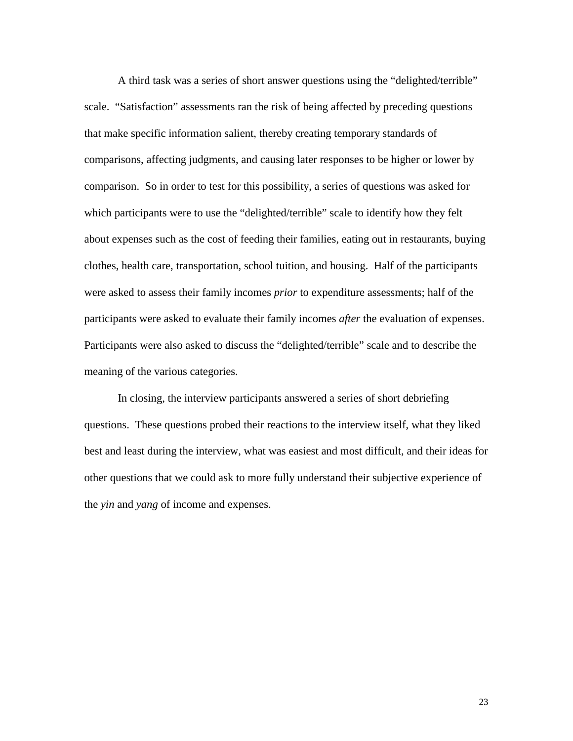A third task was a series of short answer questions using the “delighted/terrible” scale. “Satisfaction” assessments ran the risk of being affected by preceding questions that make specific information salient, thereby creating temporary standards of comparisons, affecting judgments, and causing later responses to be higher or lower by comparison. So in order to test for this possibility, a series of questions was asked for which participants were to use the “delighted/terrible” scale to identify how they felt about expenses such as the cost of feeding their families, eating out in restaurants, buying clothes, health care, transportation, school tuition, and housing. Half of the participants were asked to assess their family incomes *prior* to expenditure assessments; half of the participants were asked to evaluate their family incomes *after* the evaluation of expenses. Participants were also asked to discuss the “delighted/terrible” scale and to describe the meaning of the various categories.

In closing, the interview participants answered a series of short debriefing questions. These questions probed their reactions to the interview itself, what they liked best and least during the interview, what was easiest and most difficult, and their ideas for other questions that we could ask to more fully understand their subjective experience of the *yin* and *yang* of income and expenses.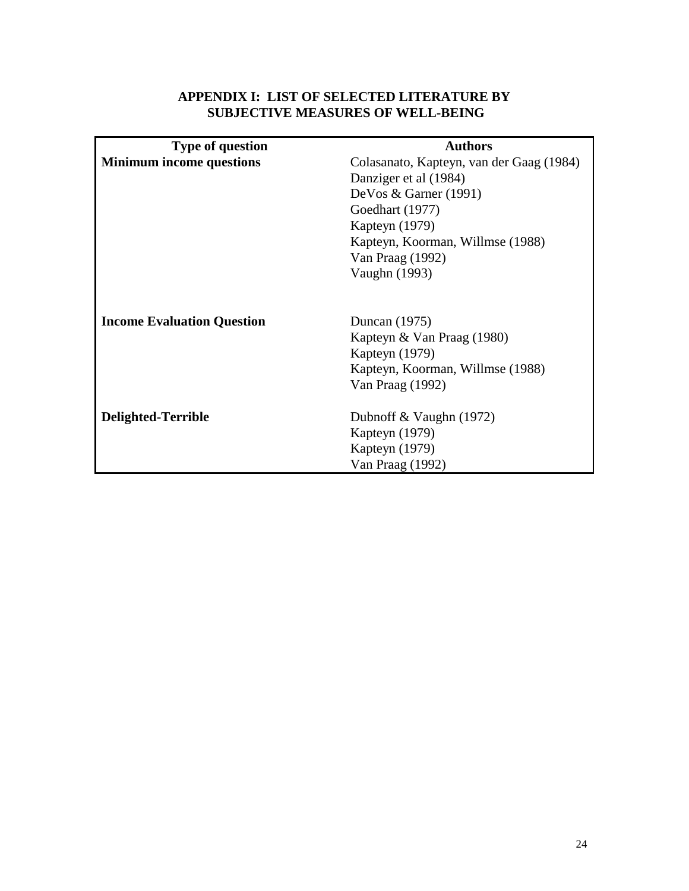## APPENDIX I: LIST OF SELECTED LITERATURE BY SUBJECTIVE MEASURES OF WELL-BEING

| Type of question | Authors |
|---|---|
| **Minimum income questions** | Colasanato, Kapteyn, van der Gaag (1984) |
| | Danziger et al (1984) |
| | DeVos & Garner (1991) |
| | Goedhart (1977) |
| | Kapteyn (1979) |
| | Kapteyn, Koorman, Willmse (1988) |
| | Van Praag (1992) |
| | Vaughn (1993) |
| **Income Evaluation Question** | Duncan (1975) |
| | Kapteyn & Van Praag (1980) |
| | Kapteyn (1979) |
| | Kapteyn, Koorman, Willmse (1988) |
| | Van Praag (1992) |
| **Delighted-Terrible** | Dubnoff & Vaughn (1972) |
| | Kapteyn (1979) |
| | Kapteyn (1979) |
| | Van Praag (1992) |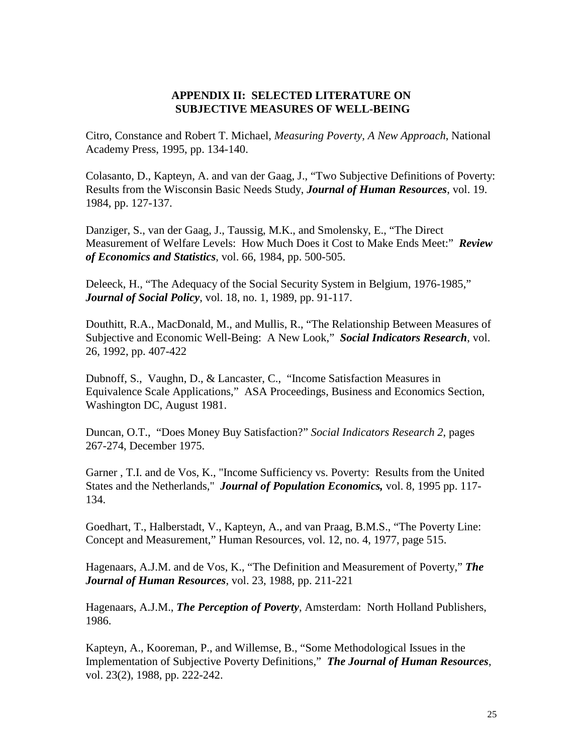# APPENDIX II: SELECTED LITERATURE ON SUBJECTIVE MEASURES OF WELL-BEING

Citro, Constance and Robert T. Michael, *Measuring Poverty, A New Approach*, National Academy Press, 1995, pp. 134-140.

Colasanto, D., Kapteyn, A. and van der Gaag, J., "Two Subjective Definitions of Poverty: Results from the Wisconsin Basic Needs Study, ***Journal of Human Resources***, vol. 19. 1984, pp. 127-137.

Danziger, S., van der Gaag, J., Taussig, M.K., and Smolensky, E., "The Direct Measurement of Welfare Levels: How Much Does it Cost to Make Ends Meet:" ***Review of Economics and Statistics***, vol. 66, 1984, pp. 500-505.

Deleeck, H., "The Adequacy of the Social Security System in Belgium, 1976-1985," ***Journal of Social Policy***, vol. 18, no. 1, 1989, pp. 91-117.

Douthitt, R.A., MacDonald, M., and Mullis, R., "The Relationship Between Measures of Subjective and Economic Well-Being: A New Look," ***Social Indicators Research***, vol. 26, 1992, pp. 407-422

Dubnoff, S., Vaughn, D., & Lancaster, C., "Income Satisfaction Measures in Equivalence Scale Applications," ASA Proceedings, Business and Economics Section, Washington DC, August 1981.

Duncan, O.T., "Does Money Buy Satisfaction?" *Social Indicators Research 2*, pages 267-274, December 1975.

Garner , T.I. and de Vos, K., "Income Sufficiency vs. Poverty: Results from the United States and the Netherlands," ***Journal of Population Economics,*** vol. 8, 1995 pp. 117-134.

Goedhart, T., Halberstadt, V., Kapteyn, A., and van Praag, B.M.S., "The Poverty Line: Concept and Measurement," Human Resources, vol. 12, no. 4, 1977, page 515.

Hagenaars, A.J.M. and de Vos, K., "The Definition and Measurement of Poverty," ***The Journal of Human Resources***, vol. 23, 1988, pp. 211-221

Hagenaars, A.J.M., ***The Perception of Poverty***, Amsterdam: North Holland Publishers, 1986.

Kapteyn, A., Kooreman, P., and Willemse, B., "Some Methodological Issues in the Implementation of Subjective Poverty Definitions," ***The Journal of Human Resources***, vol. 23(2), 1988, pp. 222-242.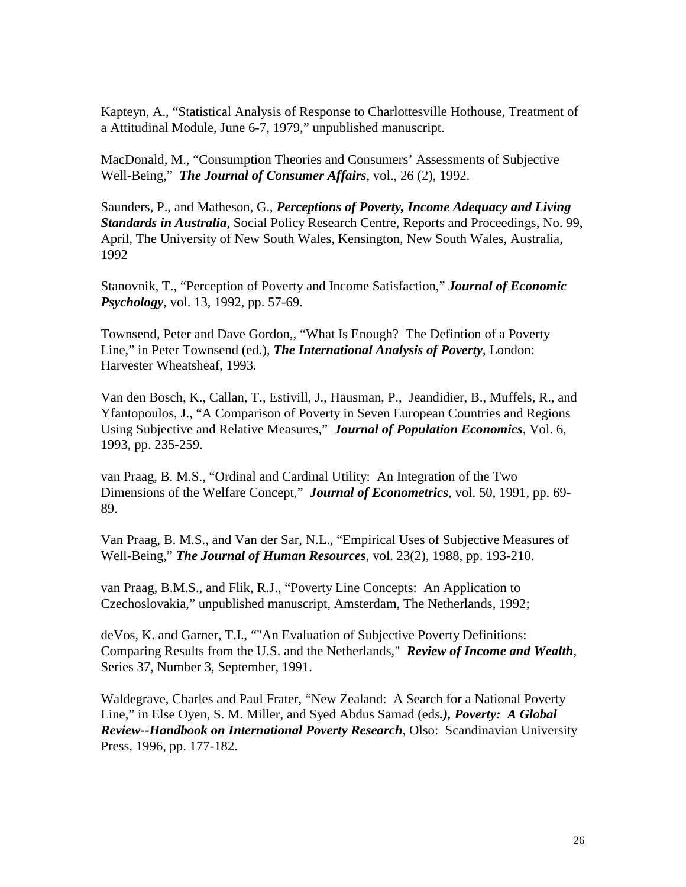Kapteyn, A., “Statistical Analysis of Response to Charlottesville Hothouse, Treatment of a Attitudinal Module, June 6-7, 1979,” unpublished manuscript.

MacDonald, M., “Consumption Theories and Consumers’ Assessments of Subjective Well-Being,” ***The Journal of Consumer Affairs***, vol., 26 (2), 1992.

Saunders, P., and Matheson, G., ***Perceptions of Poverty, Income Adequacy and Living Standards in Australia***, Social Policy Research Centre, Reports and Proceedings, No. 99, April, The University of New South Wales, Kensington, New South Wales, Australia, 1992

Stanovnik, T., “Perception of Poverty and Income Satisfaction,” ***Journal of Economic Psychology***, vol. 13, 1992, pp. 57-69.

Townsend, Peter and Dave Gordon,, “What Is Enough? The Defintion of a Poverty Line,” in Peter Townsend (ed.), ***The International Analysis of Poverty***, London: Harvester Wheatsheaf, 1993.

Van den Bosch, K., Callan, T., Estivill, J., Hausman, P., Jeandidier, B., Muffels, R., and Yfantopoulos, J., “A Comparison of Poverty in Seven European Countries and Regions Using Subjective and Relative Measures,” ***Journal of Population Economics***, Vol. 6, 1993, pp. 235-259.

van Praag, B. M.S., “Ordinal and Cardinal Utility: An Integration of the Two Dimensions of the Welfare Concept,” ***Journal of Econometrics***, vol. 50, 1991, pp. 69-89.

Van Praag, B. M.S., and Van der Sar, N.L., “Empirical Uses of Subjective Measures of Well-Being,” ***The Journal of Human Resources***, vol. 23(2), 1988, pp. 193-210.

van Praag, B.M.S., and Flik, R.J., “Poverty Line Concepts: An Application to Czechoslovakia,” unpublished manuscript, Amsterdam, The Netherlands, 1992;

deVos, K. and Garner, T.I., “"An Evaluation of Subjective Poverty Definitions: Comparing Results from the U.S. and the Netherlands," ***Review of Income and Wealth***, Series 37, Number 3, September, 1991.

Waldegrave, Charles and Paul Frater, “New Zealand: A Search for a National Poverty Line,” in Else Oyen, S. M. Miller, and Syed Abdus Samad (eds***.), Poverty: A Global Review--Handbook on International Poverty Research***, Olso: Scandinavian University Press, 1996, pp. 177-182.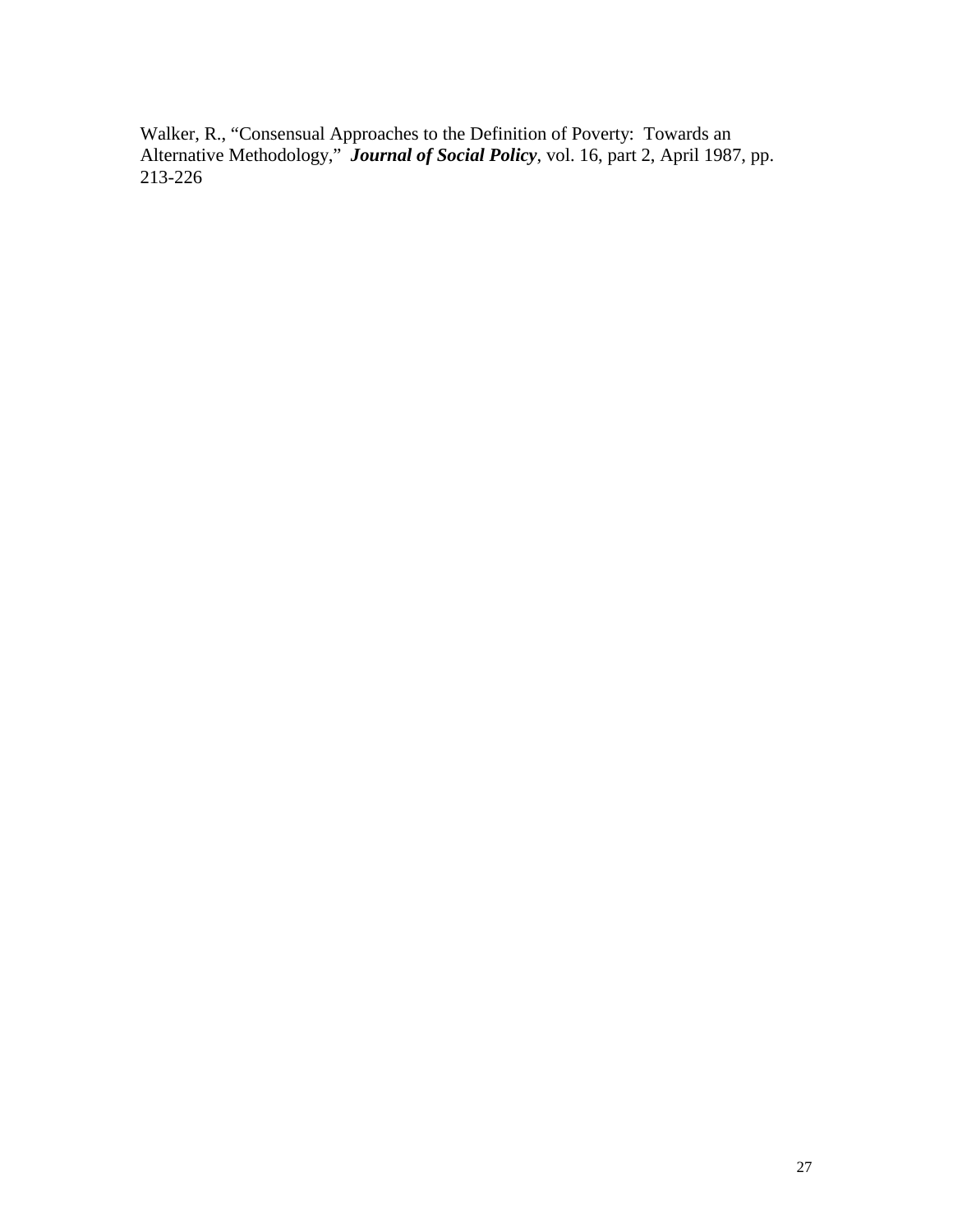Walker, R., "Consensual Approaches to the Definition of Poverty: Towards an Alternative Methodology," ***Journal of Social Policy***, vol. 16, part 2, April 1987, pp. 213-226